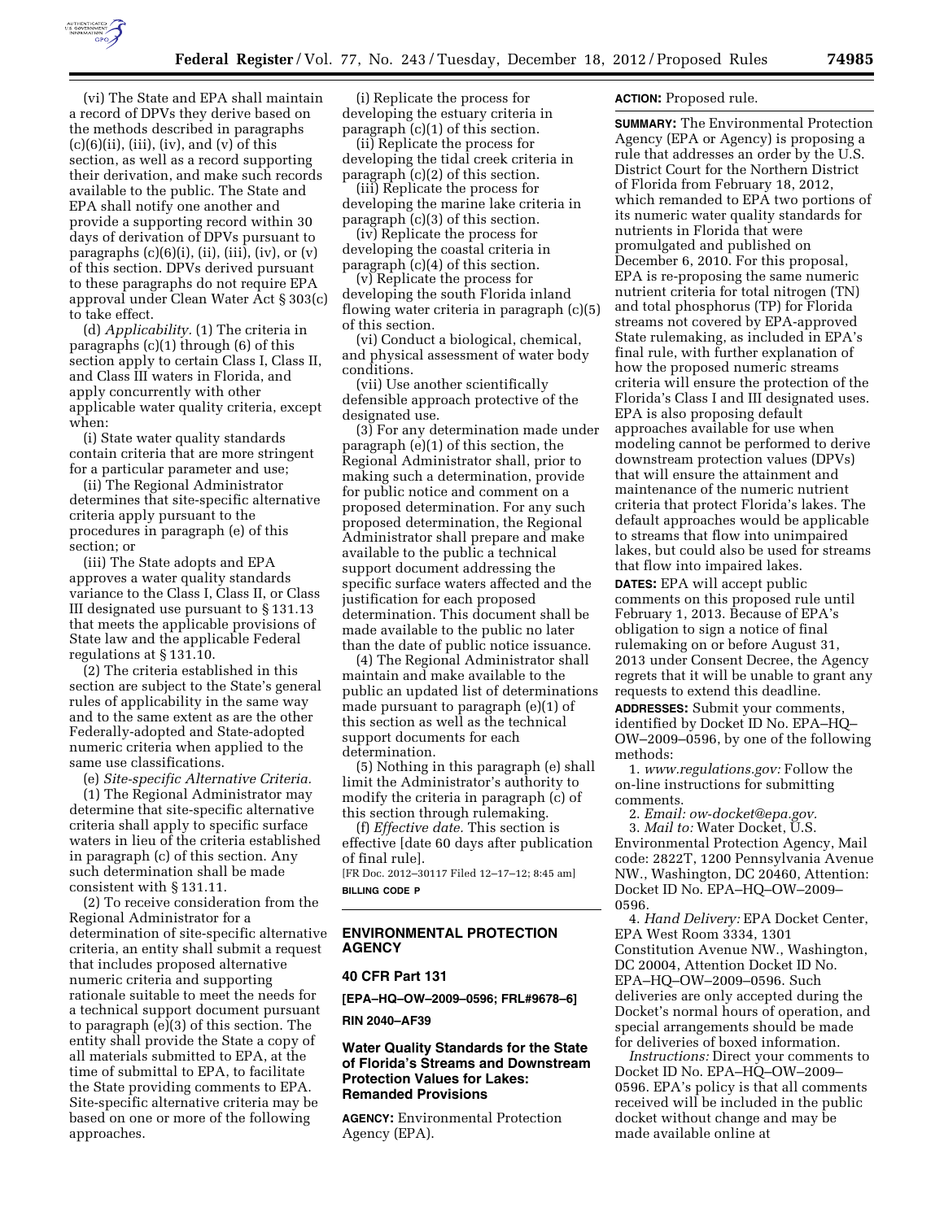(vi) The State and EPA shall maintain a record of DPVs they derive based on the methods described in paragraphs (c)(6)(ii), (iii), (iv), and (v) of this section, as well as a record supporting their derivation, and make such records available to the public. The State and EPA shall notify one another and provide a supporting record within 30 days of derivation of DPVs pursuant to paragraphs (c)(6)(i), (ii), (iii), (iv), or (v) of this section. DPVs derived pursuant to these paragraphs do not require EPA approval under Clean Water Act § 303(c) to take effect.

(d) *Applicability.* (1) The criteria in paragraphs (c)(1) through (6) of this section apply to certain Class I, Class II, and Class III waters in Florida, and apply concurrently with other applicable water quality criteria, except when:

(i) State water quality standards contain criteria that are more stringent for a particular parameter and use;

(ii) The Regional Administrator determines that site-specific alternative criteria apply pursuant to the procedures in paragraph (e) of this section; or

(iii) The State adopts and EPA approves a water quality standards variance to the Class I, Class II, or Class III designated use pursuant to § 131.13 that meets the applicable provisions of State law and the applicable Federal regulations at § 131.10.

(2) The criteria established in this section are subject to the State's general rules of applicability in the same way and to the same extent as are the other Federally-adopted and State-adopted numeric criteria when applied to the same use classifications.

(e) *Site-specific Alternative Criteria.* (1) The Regional Administrator may determine that site-specific alternative criteria shall apply to specific surface waters in lieu of the criteria established in paragraph (c) of this section. Any such determination shall be made consistent with § 131.11.

(2) To receive consideration from the Regional Administrator for a determination of site-specific alternative criteria, an entity shall submit a request that includes proposed alternative numeric criteria and supporting rationale suitable to meet the needs for a technical support document pursuant to paragraph (e)(3) of this section. The entity shall provide the State a copy of all materials submitted to EPA, at the time of submittal to EPA, to facilitate the State providing comments to EPA. Site-specific alternative criteria may be based on one or more of the following approaches.

(i) Replicate the process for developing the estuary criteria in paragraph (c)(1) of this section.

(ii) Replicate the process for developing the tidal creek criteria in paragraph (c)(2) of this section.

(iii) Replicate the process for developing the marine lake criteria in paragraph (c)(3) of this section.

(iv) Replicate the process for developing the coastal criteria in paragraph (c)(4) of this section.

(v) Replicate the process for developing the south Florida inland flowing water criteria in paragraph (c)(5) of this section.

(vi) Conduct a biological, chemical, and physical assessment of water body conditions.

(vii) Use another scientifically defensible approach protective of the designated use.

(3) For any determination made under paragraph (e)(1) of this section, the Regional Administrator shall, prior to making such a determination, provide for public notice and comment on a proposed determination. For any such proposed determination, the Regional Administrator shall prepare and make available to the public a technical support document addressing the specific surface waters affected and the justification for each proposed determination. This document shall be made available to the public no later than the date of public notice issuance.

(4) The Regional Administrator shall maintain and make available to the public an updated list of determinations made pursuant to paragraph (e)(1) of this section as well as the technical support documents for each determination.

(5) Nothing in this paragraph (e) shall limit the Administrator's authority to modify the criteria in paragraph (c) of this section through rulemaking.

(f) *Effective date.* This section is effective [date 60 days after publication of final rule].

[FR Doc. 2012–30117 Filed 12–17–12; 8:45 am]

**BILLING CODE P**

---

## ENVIRONMENTAL PROTECTION AGENCY

### 40 CFR Part 131

**[EPA–HQ–OW–2009–0596; FRL#9678–6]**

**RIN 2040–AF39**

### Water Quality Standards for the State of Florida's Streams and Downstream Protection Values for Lakes: Remanded Provisions

**AGENCY:** Environmental Protection Agency (EPA).

**ACTION:** Proposed rule.

**SUMMARY:** The Environmental Protection Agency (EPA or Agency) is proposing a rule that addresses an order by the U.S. District Court for the Northern District of Florida from February 18, 2012, which remanded to EPA two portions of its numeric water quality standards for nutrients in Florida that were promulgated and published on December 6, 2010. For this proposal, EPA is re-proposing the same numeric nutrient criteria for total nitrogen (TN) and total phosphorus (TP) for Florida streams not covered by EPA-approved State rulemaking, as included in EPA's final rule, with further explanation of how the proposed numeric streams criteria will ensure the protection of the Florida's Class I and III designated uses. EPA is also proposing default approaches available for use when modeling cannot be performed to derive downstream protection values (DPVs) that will ensure the attainment and maintenance of the numeric nutrient criteria that protect Florida's lakes. The default approaches would be applicable to streams that flow into unimpaired lakes, but could also be used for streams that flow into impaired lakes.

**DATES:** EPA will accept public comments on this proposed rule until February 1, 2013. Because of EPA's obligation to sign a notice of final rulemaking on or before August 31, 2013 under Consent Decree, the Agency regrets that it will be unable to grant any requests to extend this deadline.

**ADDRESSES:** Submit your comments, identified by Docket ID No. EPA–HQ–OW–2009–0596, by one of the following methods:

1. *www.regulations.gov:* Follow the on-line instructions for submitting comments.

2. *Email: ow-docket@epa.gov.*

3. *Mail to:* Water Docket, U.S. Environmental Protection Agency, Mail code: 2822T, 1200 Pennsylvania Avenue NW., Washington, DC 20460, Attention: Docket ID No. EPA–HQ–OW–2009–0596.

4. *Hand Delivery:* EPA Docket Center, EPA West Room 3334, 1301 Constitution Avenue NW., Washington, DC 20004, Attention Docket ID No. EPA–HQ–OW–2009–0596. Such deliveries are only accepted during the Docket's normal hours of operation, and special arrangements should be made for deliveries of boxed information.

*Instructions:* Direct your comments to Docket ID No. EPA–HQ–OW–2009–0596. EPA's policy is that all comments received will be included in the public docket without change and may be made available online at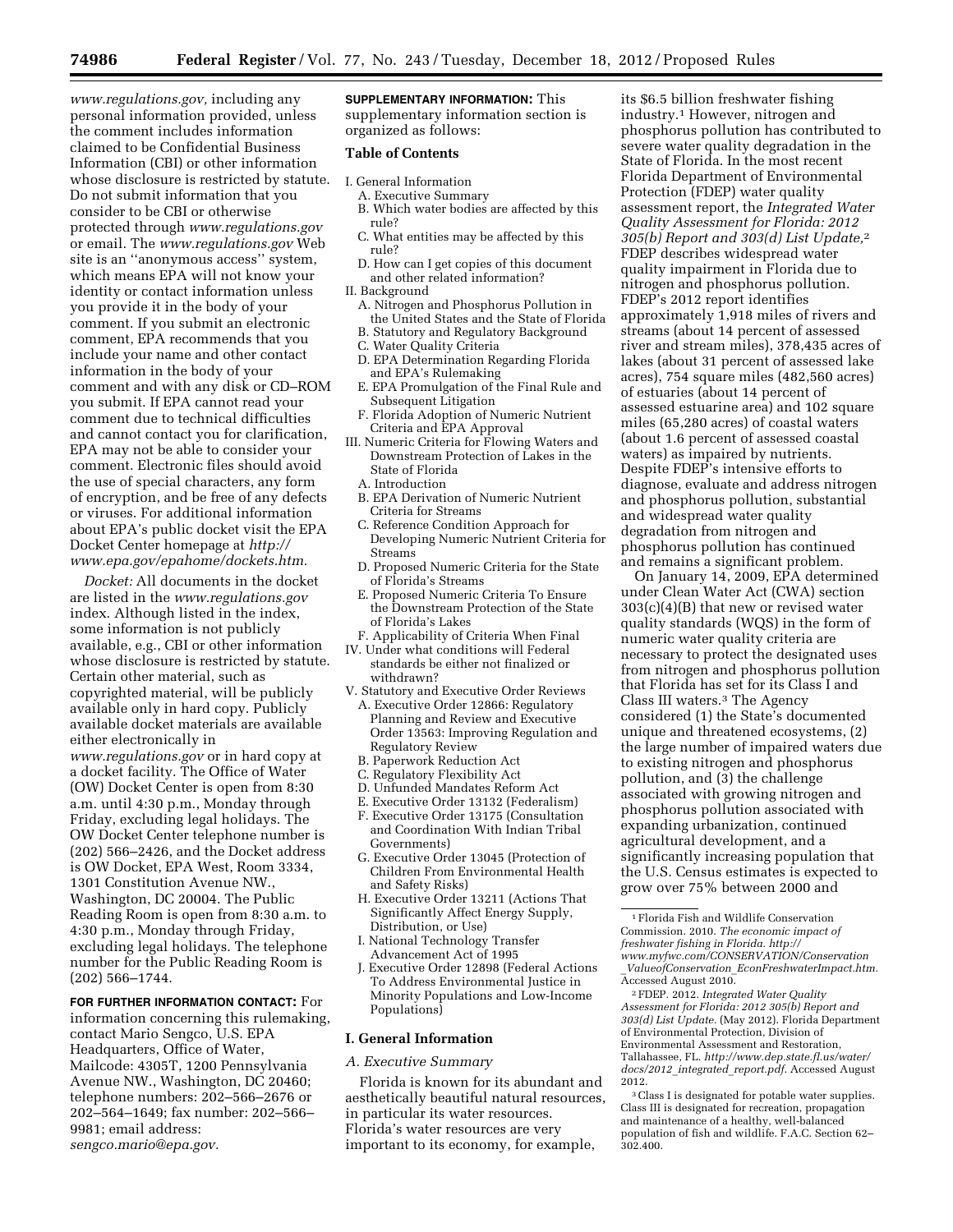*www.regulations.gov,* including any personal information provided, unless the comment includes information claimed to be Confidential Business Information (CBI) or other information whose disclosure is restricted by statute. Do not submit information that you consider to be CBI or otherwise protected through *www.regulations.gov* or email. The *www.regulations.gov* Web site is an ''anonymous access'' system, which means EPA will not know your identity or contact information unless you provide it in the body of your comment. If you submit an electronic comment, EPA recommends that you include your name and other contact information in the body of your comment and with any disk or CD–ROM you submit. If EPA cannot read your comment due to technical difficulties and cannot contact you for clarification, EPA may not be able to consider your comment. Electronic files should avoid the use of special characters, any form of encryption, and be free of any defects or viruses. For additional information about EPA's public docket visit the EPA Docket Center homepage at *http://www.epa.gov/epahome/dockets.htm.*

*Docket:* All documents in the docket are listed in the *www.regulations.gov* index. Although listed in the index, some information is not publicly available, e.g., CBI or other information whose disclosure is restricted by statute. Certain other material, such as copyrighted material, will be publicly available only in hard copy. Publicly available docket materials are available either electronically in *www.regulations.gov* or in hard copy at a docket facility. The Office of Water (OW) Docket Center is open from 8:30 a.m. until 4:30 p.m., Monday through Friday, excluding legal holidays. The OW Docket Center telephone number is (202) 566–2426, and the Docket address is OW Docket, EPA West, Room 3334, 1301 Constitution Avenue NW., Washington, DC 20004. The Public Reading Room is open from 8:30 a.m. to 4:30 p.m., Monday through Friday, excluding legal holidays. The telephone number for the Public Reading Room is (202) 566–1744.

**FOR FURTHER INFORMATION CONTACT:** For information concerning this rulemaking, contact Mario Sengco, U.S. EPA Headquarters, Office of Water, Mailcode: 4305T, 1200 Pennsylvania Avenue NW., Washington, DC 20460; telephone numbers: 202–566–2676 or 202–564–1649; fax number: 202–566–9981; email address: *sengco.mario@epa.gov.*

**SUPPLEMENTARY INFORMATION:** This supplementary information section is organized as follows:

**Table of Contents**

- I. General Information
  - A. Executive Summary
  - B. Which water bodies are affected by this rule?
  - C. What entities may be affected by this rule?
  - D. How can I get copies of this document and other related information?
- II. Background
  - A. Nitrogen and Phosphorus Pollution in the United States and the State of Florida
  - B. Statutory and Regulatory Background
  - C. Water Quality Criteria
  - D. EPA Determination Regarding Florida and EPA's Rulemaking
  - E. EPA Promulgation of the Final Rule and Subsequent Litigation
  - F. Florida Adoption of Numeric Nutrient Criteria and EPA Approval
- III. Numeric Criteria for Flowing Waters and Downstream Protection of Lakes in the State of Florida
  - A. Introduction
  - B. EPA Derivation of Numeric Nutrient Criteria for Streams
  - C. Reference Condition Approach for Developing Numeric Nutrient Criteria for Streams
  - D. Proposed Numeric Criteria for the State of Florida's Streams
  - E. Proposed Numeric Criteria To Ensure the Downstream Protection of the State of Florida's Lakes
  - F. Applicability of Criteria When Final
- IV. Under what conditions will Federal standards be either not finalized or withdrawn?
- V. Statutory and Executive Order Reviews
  - A. Executive Order 12866: Regulatory Planning and Review and Executive Order 13563: Improving Regulation and Regulatory Review
  - B. Paperwork Reduction Act
  - C. Regulatory Flexibility Act
  - D. Unfunded Mandates Reform Act
  - E. Executive Order 13132 (Federalism)
  - F. Executive Order 13175 (Consultation and Coordination With Indian Tribal Governments)
  - G. Executive Order 13045 (Protection of Children From Environmental Health and Safety Risks)
  - H. Executive Order 13211 (Actions That Significantly Affect Energy Supply, Distribution, or Use)
  - I. National Technology Transfer Advancement Act of 1995
  - J. Executive Order 12898 (Federal Actions To Address Environmental Justice in Minority Populations and Low-Income Populations)

## I. General Information

### *A. Executive Summary*

Florida is known for its abundant and aesthetically beautiful natural resources, in particular its water resources. Florida's water resources are very important to its economy, for example, its $6.5 billion freshwater fishing industry.[1] However, nitrogen and phosphorus pollution has contributed to severe water quality degradation in the State of Florida. In the most recent Florida Department of Environmental Protection (FDEP) water quality assessment report, the *Integrated Water Quality Assessment for Florida: 2012 305(b) Report and 303(d) List Update,*[2] FDEP describes widespread water quality impairment in Florida due to nitrogen and phosphorus pollution. FDEP's 2012 report identifies approximately 1,918 miles of rivers and streams (about 14 percent of assessed river and stream miles), 378,435 acres of lakes (about 31 percent of assessed lake acres), 754 square miles (482,560 acres) of estuaries (about 14 percent of assessed estuarine area) and 102 square miles (65,280 acres) of coastal waters (about 1.6 percent of assessed coastal waters) as impaired by nutrients. Despite FDEP's intensive efforts to diagnose, evaluate and address nitrogen and phosphorus pollution, substantial and widespread water quality degradation from nitrogen and phosphorus pollution has continued and remains a significant problem.

On January 14, 2009, EPA determined under Clean Water Act (CWA) section 303(c)(4)(B) that new or revised water quality standards (WQS) in the form of numeric water quality criteria are necessary to protect the designated uses from nitrogen and phosphorus pollution that Florida has set for its Class I and Class III waters.[3] The Agency considered (1) the State's documented unique and threatened ecosystems, (2) the large number of impaired waters due to existing nitrogen and phosphorus pollution, and (3) the challenge associated with growing nitrogen and phosphorus pollution associated with expanding urbanization, continued agricultural development, and a significantly increasing population that the U.S. Census estimates is expected to grow over 75% between 2000 and

[1] Florida Fish and Wildlife Conservation Commission. 2010. *The economic impact of freshwater fishing in Florida. http://www.myfwc.com/CONSERVATION/Conservation_ValueofConservation_EconFreshwaterImpact.htm.* Accessed August 2010.

[2] FDEP. 2012. *Integrated Water Quality Assessment for Florida: 2012 305(b) Report and 303(d) List Update.* (May 2012). Florida Department of Environmental Protection, Division of Environmental Assessment and Restoration, Tallahassee, FL. *http://www.dep.state.fl.us/water/docs/2012_integrated_report.pdf.* Accessed August 2012.

[3] Class I is designated for potable water supplies. Class III is designated for recreation, propagation and maintenance of a healthy, well-balanced population of fish and wildlife. F.A.C. Section 62–302.400.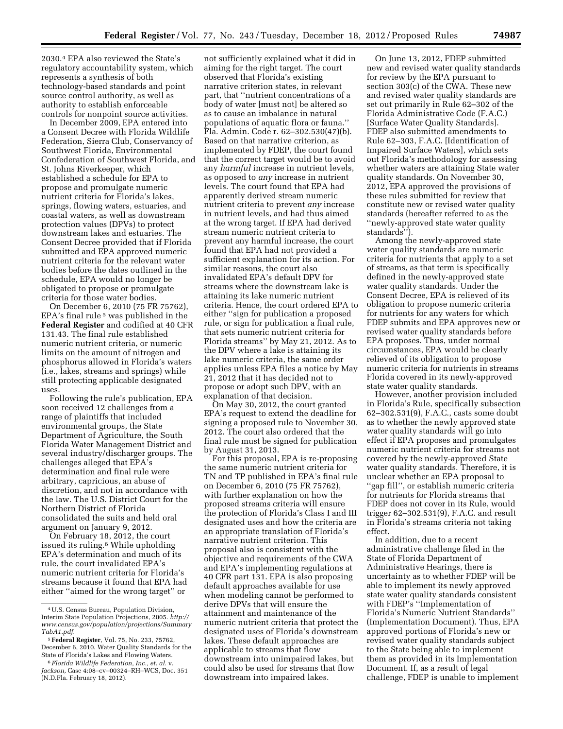2030.[4] EPA also reviewed the State's regulatory accountability system, which represents a synthesis of both technology-based standards and point source control authority, as well as authority to establish enforceable controls for nonpoint source activities.

In December 2009, EPA entered into a Consent Decree with Florida Wildlife Federation, Sierra Club, Conservancy of Southwest Florida, Environmental Confederation of Southwest Florida, and St. Johns Riverkeeper, which established a schedule for EPA to propose and promulgate numeric nutrient criteria for Florida's lakes, springs, flowing waters, estuaries, and coastal waters, as well as downstream protection values (DPVs) to protect downstream lakes and estuaries. The Consent Decree provided that if Florida submitted and EPA approved numeric nutrient criteria for the relevant water bodies before the dates outlined in the schedule, EPA would no longer be obligated to propose or promulgate criteria for those water bodies.

On December 6, 2010 (75 FR 75762), EPA's final rule [5] was published in the **Federal Register** and codified at 40 CFR 131.43. The final rule established numeric nutrient criteria, or numeric limits on the amount of nitrogen and phosphorus allowed in Florida's waters (i.e., lakes, streams and springs) while still protecting applicable designated uses.

Following the rule's publication, EPA soon received 12 challenges from a range of plaintiffs that included environmental groups, the State Department of Agriculture, the South Florida Water Management District and several industry/discharger groups. The challenges alleged that EPA's determination and final rule were arbitrary, capricious, an abuse of discretion, and not in accordance with the law. The U.S. District Court for the Northern District of Florida consolidated the suits and held oral argument on January 9, 2012.

On February 18, 2012, the court issued its ruling.[6] While upholding EPA's determination and much of its rule, the court invalidated EPA's numeric nutrient criteria for Florida's streams because it found that EPA had either ''aimed for the wrong target'' or not sufficiently explained what it did in aiming for the right target. The court observed that Florida's existing narrative criterion states, in relevant part, that ''nutrient concentrations of a body of water [must not] be altered so as to cause an imbalance in natural populations of aquatic flora or fauna.'' Fla. Admin. Code r. 62–302.530(47)(b). Based on that narrative criterion, as implemented by FDEP, the court found that the correct target would be to avoid any *harmful* increase in nutrient levels, as opposed to *any* increase in nutrient levels. The court found that EPA had apparently derived stream numeric nutrient criteria to prevent *any* increase in nutrient levels, and had thus aimed at the wrong target. If EPA had derived stream numeric nutrient criteria to prevent any harmful increase, the court found that EPA had not provided a sufficient explanation for its action. For similar reasons, the court also invalidated EPA's default DPV for streams where the downstream lake is attaining its lake numeric nutrient criteria. Hence, the court ordered EPA to either ''sign for publication a proposed rule, or sign for publication a final rule, that sets numeric nutrient criteria for Florida streams'' by May 21, 2012. As to the DPV where a lake is attaining its lake numeric criteria, the same order applies unless EPA files a notice by May 21, 2012 that it has decided not to propose or adopt such DPV, with an explanation of that decision.

On May 30, 2012, the court granted EPA's request to extend the deadline for signing a proposed rule to November 30, 2012. The court also ordered that the final rule must be signed for publication by August 31, 2013.

For this proposal, EPA is re-proposing the same numeric nutrient criteria for TN and TP published in EPA's final rule on December 6, 2010 (75 FR 75762), with further explanation on how the proposed streams criteria will ensure the protection of Florida's Class I and III designated uses and how the criteria are an appropriate translation of Florida's narrative nutrient criterion. This proposal also is consistent with the objective and requirements of the CWA and EPA's implementing regulations at 40 CFR part 131. EPA is also proposing default approaches available for use when modeling cannot be performed to derive DPVs that will ensure the attainment and maintenance of the numeric nutrient criteria that protect the designated uses of Florida's downstream lakes. These default approaches are applicable to streams that flow downstream into unimpaired lakes, but could also be used for streams that flow downstream into impaired lakes.

On June 13, 2012, FDEP submitted new and revised water quality standards for review by the EPA pursuant to section 303(c) of the CWA. These new and revised water quality standards are set out primarily in Rule 62–302 of the Florida Administrative Code (F.A.C.) [Surface Water Quality Standards]. FDEP also submitted amendments to Rule 62–303, F.A.C. [Identification of Impaired Surface Waters], which sets out Florida's methodology for assessing whether waters are attaining State water quality standards. On November 30, 2012, EPA approved the provisions of these rules submitted for review that constitute new or revised water quality standards (hereafter referred to as the ''newly-approved state water quality standards'').

Among the newly-approved state water quality standards are numeric criteria for nutrients that apply to a set of streams, as that term is specifically defined in the newly-approved state water quality standards. Under the Consent Decree, EPA is relieved of its obligation to propose numeric criteria for nutrients for any waters for which FDEP submits and EPA approves new or revised water quality standards before EPA proposes. Thus, under normal circumstances, EPA would be clearly relieved of its obligation to propose numeric criteria for nutrients in streams Florida covered in its newly-approved state water quality standards.

However, another provision included in Florida's Rule, specifically subsection 62–302.531(9), F.A.C., casts some doubt as to whether the newly approved state water quality standards will go into effect if EPA proposes and promulgates numeric nutrient criteria for streams not covered by the newly-approved State water quality standards. Therefore, it is unclear whether an EPA proposal to ''gap fill'', or establish numeric criteria for nutrients for Florida streams that FDEP does not cover in its Rule, would trigger 62–302.531(9), F.A.C. and result in Florida's streams criteria not taking effect.

In addition, due to a recent administrative challenge filed in the State of Florida Department of Administrative Hearings, there is uncertainty as to whether FDEP will be able to implement its newly approved state water quality standards consistent with FDEP's ''Implementation of Florida's Numeric Nutrient Standards'' (Implementation Document). Thus, EPA approved portions of Florida's new or revised water quality standards subject to the State being able to implement them as provided in its Implementation Document. If, as a result of legal challenge, FDEP is unable to implement

---

[4] U.S. Census Bureau, Population Division, Interim State Population Projections, 2005. *http://www.census.gov/population/projections/SummaryTabA1.pdf*.

[5] **Federal Register**, Vol. 75, No. 233, 75762, December 6, 2010. Water Quality Standards for the State of Florida's Lakes and Flowing Waters.

[6] *Florida Wildlife Federation, Inc., et. al.* v. *Jackson,* Case 4:08–cv–00324–RH–WCS, Doc. 351 (N.D.Fla. February 18, 2012).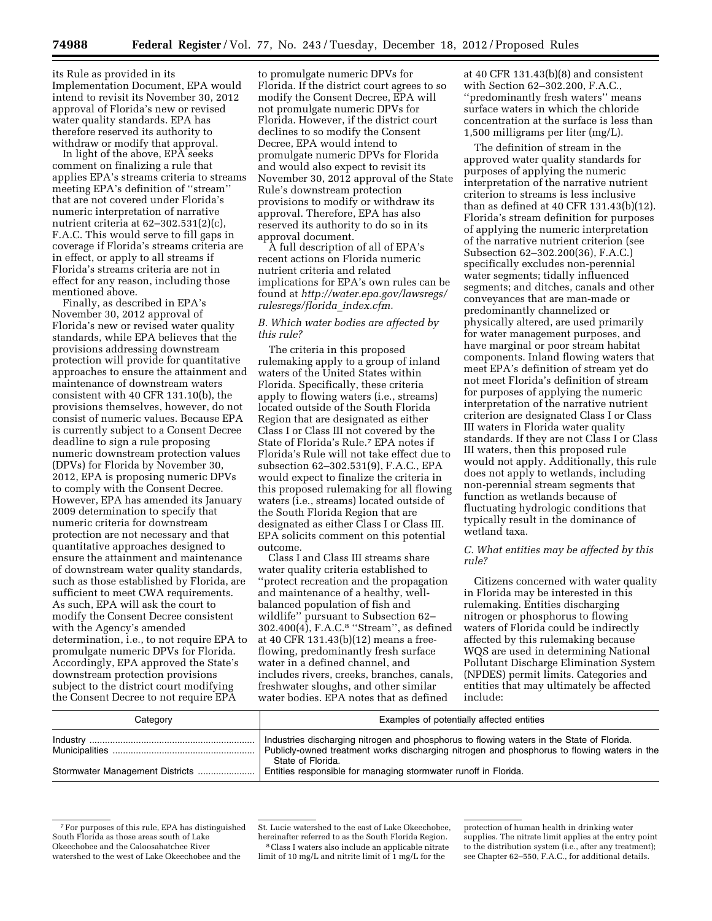its Rule as provided in its Implementation Document, EPA would intend to revisit its November 30, 2012 approval of Florida's new or revised water quality standards. EPA has therefore reserved its authority to withdraw or modify that approval.

In light of the above, EPA seeks comment on finalizing a rule that applies EPA's streams criteria to streams meeting EPA's definition of ''stream'' that are not covered under Florida's numeric interpretation of narrative nutrient criteria at 62–302.531(2)(c), F.A.C. This would serve to fill gaps in coverage if Florida's streams criteria are in effect, or apply to all streams if Florida's streams criteria are not in effect for any reason, including those mentioned above.

Finally, as described in EPA's November 30, 2012 approval of Florida's new or revised water quality standards, while EPA believes that the provisions addressing downstream protection will provide for quantitative approaches to ensure the attainment and maintenance of downstream waters consistent with 40 CFR 131.10(b), the provisions themselves, however, do not consist of numeric values. Because EPA is currently subject to a Consent Decree deadline to sign a rule proposing numeric downstream protection values (DPVs) for Florida by November 30, 2012, EPA is proposing numeric DPVs to comply with the Consent Decree. However, EPA has amended its January 2009 determination to specify that numeric criteria for downstream protection are not necessary and that quantitative approaches designed to ensure the attainment and maintenance of downstream water quality standards, such as those established by Florida, are sufficient to meet CWA requirements. As such, EPA will ask the court to modify the Consent Decree consistent with the Agency's amended determination, i.e., to not require EPA to promulgate numeric DPVs for Florida. Accordingly, EPA approved the State's downstream protection provisions subject to the district court modifying the Consent Decree to not require EPA to promulgate numeric DPVs for Florida. If the district court agrees to so modify the Consent Decree, EPA will not promulgate numeric DPVs for Florida. However, if the district court declines to so modify the Consent Decree, EPA would intend to promulgate numeric DPVs for Florida and would also expect to revisit its November 30, 2012 approval of the State Rule's downstream protection provisions to modify or withdraw its approval. Therefore, EPA has also reserved its authority to do so in its approval document.

A full description of all of EPA's recent actions on Florida numeric nutrient criteria and related implications for EPA's own rules can be found at *http://water.epa.gov/lawsregs/rulesregs/florida_index.cfm.*

### *B. Which water bodies are affected by this rule?*

The criteria in this proposed rulemaking apply to a group of inland waters of the United States within Florida. Specifically, these criteria apply to flowing waters (i.e., streams) located outside of the South Florida Region that are designated as either Class I or Class III not covered by the State of Florida's Rule.[7] EPA notes if Florida's Rule will not take effect due to subsection 62–302.531(9), F.A.C., EPA would expect to finalize the criteria in this proposed rulemaking for all flowing waters (i.e., streams) located outside of the South Florida Region that are designated as either Class I or Class III. EPA solicits comment on this potential outcome.

Class I and Class III streams share water quality criteria established to ''protect recreation and the propagation and maintenance of a healthy, well-balanced population of fish and wildlife'' pursuant to Subsection 62–302.400(4), F.A.C.[8] ''Stream'', as defined at 40 CFR 131.43(b)(12) means a free-flowing, predominantly fresh surface water in a defined channel, and includes rivers, creeks, branches, canals, freshwater sloughs, and other similar water bodies. EPA notes that as defined at 40 CFR 131.43(b)(8) and consistent with Section 62–302.200, F.A.C., ''predominantly fresh waters'' means surface waters in which the chloride concentration at the surface is less than 1,500 milligrams per liter (mg/L).

The definition of stream in the approved water quality standards for purposes of applying the numeric interpretation of the narrative nutrient criterion to streams is less inclusive than as defined at 40 CFR 131.43(b)(12). Florida's stream definition for purposes of applying the numeric interpretation of the narrative nutrient criterion (see Subsection 62–302.200(36), F.A.C.) specifically excludes non-perennial water segments; tidally influenced segments; and ditches, canals and other conveyances that are man-made or predominantly channelized or physically altered, are used primarily for water management purposes, and have marginal or poor stream habitat components. Inland flowing waters that meet EPA's definition of stream yet do not meet Florida's definition of stream for purposes of applying the numeric interpretation of the narrative nutrient criterion are designated Class I or Class III waters in Florida water quality standards. If they are not Class I or Class III waters, then this proposed rule would not apply. Additionally, this rule does not apply to wetlands, including non-perennial stream segments that function as wetlands because of fluctuating hydrologic conditions that typically result in the dominance of wetland taxa.

### *C. What entities may be affected by this rule?*

Citizens concerned with water quality in Florida may be interested in this rulemaking. Entities discharging nitrogen or phosphorus to flowing waters of Florida could be indirectly affected by this rulemaking because WQS are used in determining National Pollutant Discharge Elimination System (NPDES) permit limits. Categories and entities that may ultimately be affected include:

| Category | Examples of potentially affected entities |
|---|---|
| Industry | Industries discharging nitrogen and phosphorus to flowing waters in the State of Florida. |
| Municipalities | Publicly-owned treatment works discharging nitrogen and phosphorus to flowing waters in the State of Florida. |
| Stormwater Management Districts | Entities responsible for managing stormwater runoff in Florida. |

[7] For purposes of this rule, EPA has distinguished South Florida as those areas south of Lake Okeechobee and the Caloosahatchee River watershed to the west of Lake Okeechobee and the St. Lucie watershed to the east of Lake Okeechobee, hereinafter referred to as the South Florida Region.

[8] Class I waters also include an applicable nitrate limit of 10 mg/L and nitrite limit of 1 mg/L for the protection of human health in drinking water supplies. The nitrate limit applies at the entry point to the distribution system (i.e., after any treatment); see Chapter 62–550, F.A.C., for additional details.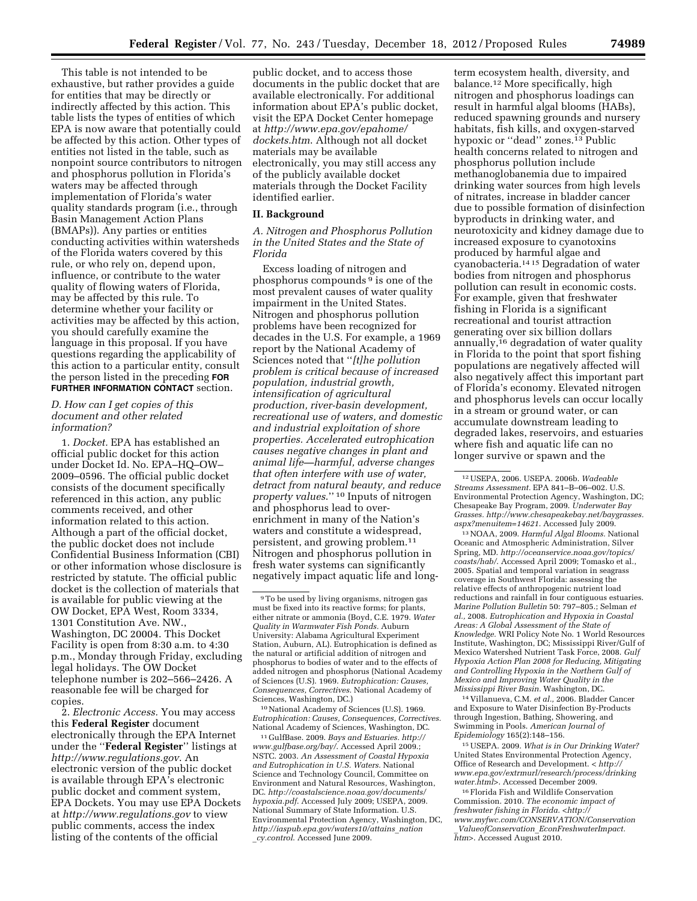This table is not intended to be exhaustive, but rather provides a guide for entities that may be directly or indirectly affected by this action. This table lists the types of entities of which EPA is now aware that potentially could be affected by this action. Other types of entities not listed in the table, such as nonpoint source contributors to nitrogen and phosphorus pollution in Florida's waters may be affected through implementation of Florida's water quality standards program (i.e., through Basin Management Action Plans (BMAPs)). Any parties or entities conducting activities within watersheds of the Florida waters covered by this rule, or who rely on, depend upon, influence, or contribute to the water quality of flowing waters of Florida, may be affected by this rule. To determine whether your facility or activities may be affected by this action, you should carefully examine the language in this proposal. If you have questions regarding the applicability of this action to a particular entity, consult the person listed in the preceding **FOR FURTHER INFORMATION CONTACT** section.

### *D. How can I get copies of this document and other related information?*

1. *Docket.* EPA has established an official public docket for this action under Docket Id. No. EPA–HQ–OW–2009–0596. The official public docket consists of the document specifically referenced in this action, any public comments received, and other information related to this action. Although a part of the official docket, the public docket does not include Confidential Business Information (CBI) or other information whose disclosure is restricted by statute. The official public docket is the collection of materials that is available for public viewing at the OW Docket, EPA West, Room 3334, 1301 Constitution Ave. NW., Washington, DC 20004. This Docket Facility is open from 8:30 a.m. to 4:30 p.m., Monday through Friday, excluding legal holidays. The OW Docket telephone number is 202–566–2426. A reasonable fee will be charged for copies.

2. *Electronic Access.* You may access this **Federal Register** document electronically through the EPA Internet under the ''**Federal Register**'' listings at *http://www.regulations.gov*. An electronic version of the public docket is available through EPA's electronic public docket and comment system, EPA Dockets. You may use EPA Dockets at *http://www.regulations.gov* to view public comments, access the index listing of the contents of the official public docket, and to access those documents in the public docket that are available electronically. For additional information about EPA's public docket, visit the EPA Docket Center homepage at *http://www.epa.gov/epahome/dockets.htm*. Although not all docket materials may be available electronically, you may still access any of the publicly available docket materials through the Docket Facility identified earlier.

## II. Background

### *A. Nitrogen and Phosphorus Pollution in the United States and the State of Florida*

Excess loading of nitrogen and phosphorus compounds [9] is one of the most prevalent causes of water quality impairment in the United States. Nitrogen and phosphorus pollution problems have been recognized for decades in the U.S. For example, a 1969 report by the National Academy of Sciences noted that ''*[t]he pollution problem is critical because of increased population, industrial growth, intensification of agricultural production, river-basin development, recreational use of waters, and domestic and industrial exploitation of shore properties. Accelerated eutrophication causes negative changes in plant and animal life—harmful, adverse changes that often interfere with use of water, detract from natural beauty, and reduce property values*.'' [10] Inputs of nitrogen and phosphorus lead to over-enrichment in many of the Nation's waters and constitute a widespread, persistent, and growing problem.[11] Nitrogen and phosphorus pollution in fresh water systems can significantly negatively impact aquatic life and long-term ecosystem health, diversity, and balance.[12] More specifically, high nitrogen and phosphorus loadings can result in harmful algal blooms (HABs), reduced spawning grounds and nursery habitats, fish kills, and oxygen-starved hypoxic or ''dead'' zones.[13] Public health concerns related to nitrogen and phosphorus pollution include methanoglobanemia due to impaired drinking water sources from high levels of nitrates, increase in bladder cancer due to possible formation of disinfection byproducts in drinking water, and neurotoxicity and kidney damage due to increased exposure to cyanotoxins produced by harmful algae and cyanobacteria.[14] [15] Degradation of water bodies from nitrogen and phosphorus pollution can result in economic costs. For example, given that freshwater fishing in Florida is a significant recreational and tourist attraction generating over six billion dollars annually,[16] degradation of water quality in Florida to the point that sport fishing populations are negatively affected will also negatively affect this important part of Florida's economy. Elevated nitrogen and phosphorus levels can occur locally in a stream or ground water, or can accumulate downstream leading to degraded lakes, reservoirs, and estuaries where fish and aquatic life can no longer survive or spawn and the

---

[9] To be used by living organisms, nitrogen gas must be fixed into its reactive forms; for plants, either nitrate or ammonia (Boyd, C.E. 1979. *Water Quality in Warmwater Fish Ponds.* Auburn University: Alabama Agricultural Experiment Station, Auburn, AL). Eutrophication is defined as the natural or artificial addition of nitrogen and phosphorus to bodies of water and to the effects of added nitrogen and phosphorus (National Academy of Sciences (U.S). 1969. *Eutrophication: Causes, Consequences, Correctives.* National Academy of Sciences, Washington, DC.)

[10] National Academy of Sciences (U.S). 1969. *Eutrophication: Causes, Consequences, Correctives.* National Academy of Sciences, Washington, DC.

[11] GulfBase. 2009. *Bays and Estuaries. http://www.gulfbase.org/bay/.* Accessed April 2009.; NSTC. 2003. *An Assessment of Coastal Hypoxia and Eutrophication in U.S. Waters.* National Science and Technology Council, Committee on Environment and Natural Resources, Washington, DC. *http://coastalscience.noaa.gov/documents/hypoxia.pdf.* Accessed July 2009; USEPA, 2009. National Summary of State Information. U.S. Environmental Protection Agency, Washington, DC, *http://iaspub.epa.gov/waters10/attains_nation_cy.control.* Accessed June 2009.

[12] USEPA, 2006. USEPA. 2006b. *Wadeable Streams Assessment.* EPA 841–B–06–002. U.S. Environmental Protection Agency, Washington, DC; Chesapeake Bay Program, 2009. *Underwater Bay Grasses. http://www.chesapeakebay.net/baygrasses.aspx?menuitem=14621.* Accessed July 2009.

[13] NOAA, 2009. *Harmful Algal Blooms.* National Oceanic and Atmospheric Administration, Silver Spring, MD. *http://oceanservice.noaa.gov/topics/coasts/hab/.* Accessed April 2009; Tomasko et al., 2005. Spatial and temporal variation in seagrass coverage in Southwest Florida: assessing the relative effects of anthropogenic nutrient load reductions and rainfall in four contiguous estuaries. *Marine Pollution Bulletin* 50: 797–805.; Selman *et al.,* 2008. *Eutrophication and Hypoxia in Coastal Areas: A Global Assessment of the State of Knowledge.* WRI Policy Note No. 1 World Resources Institute, Washington, DC; Mississippi River/Gulf of Mexico Watershed Nutrient Task Force, 2008. *Gulf Hypoxia Action Plan 2008 for Reducing, Mitigating and Controlling Hypoxia in the Northern Gulf of Mexico and Improving Water Quality in the Mississippi River Basin.* Washington, DC.

[14] Villanueva, C.M. *et al.,* 2006. Bladder Cancer and Exposure to Water Disinfection By-Products through Ingestion, Bathing, Showering, and Swimming in Pools. *American Journal of Epidemiology* 165(2):148–156.

[15] USEPA. 2009. *What is in Our Drinking Water?* United States Environmental Protection Agency, Office of Research and Development. < *http://www.epa.gov/extrmurl/research/process/drinkingwater.html*>. Accessed December 2009.

[16] Florida Fish and Wildlife Conservation Commission. 2010. *The economic impact of freshwater fishing in Florida.* <*http://www.myfwc.com/CONSERVATION/Conservation_ValueofConservation_EconFreshwaterImpact.htm*>. Accessed August 2010.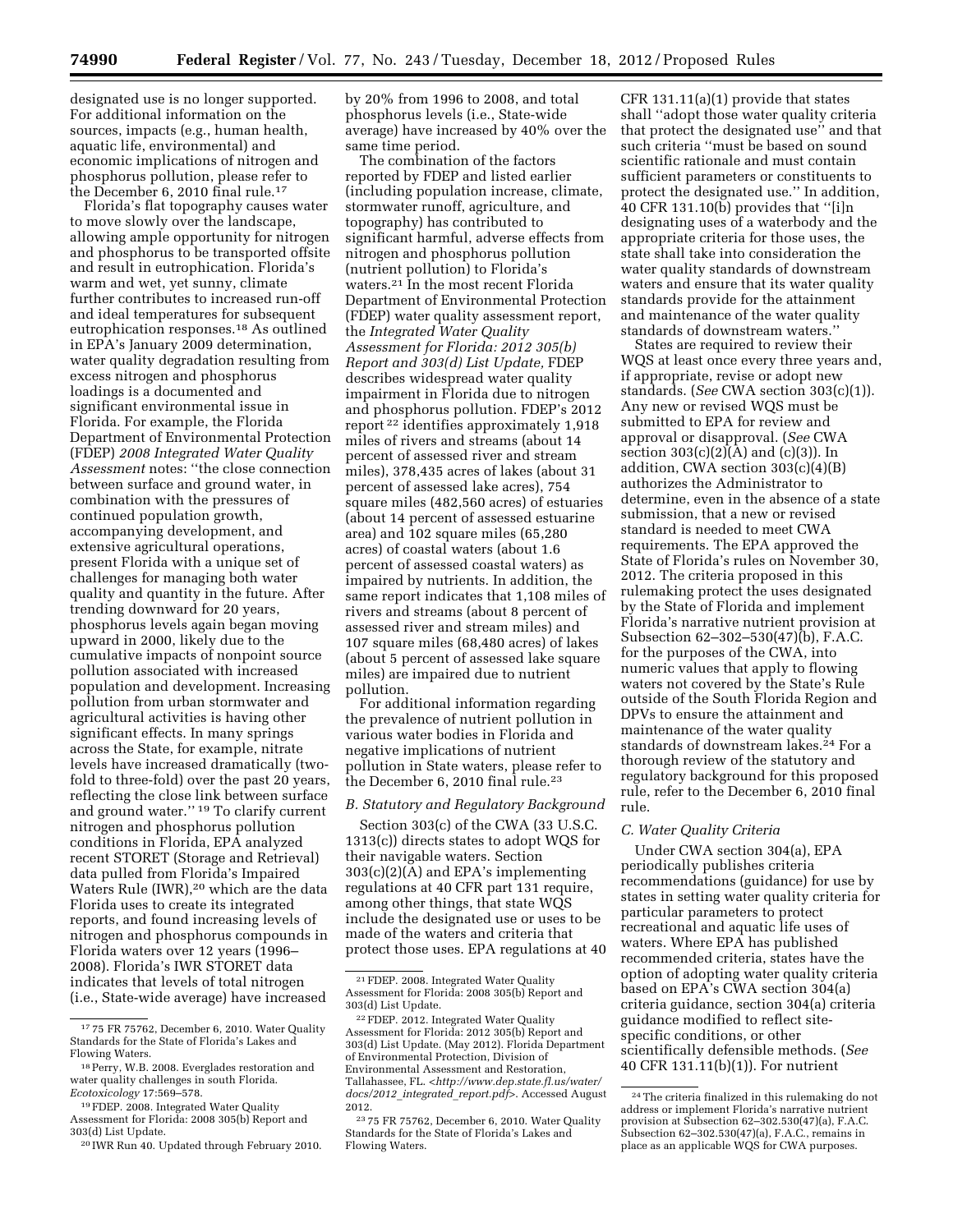designated use is no longer supported. For additional information on the sources, impacts (e.g., human health, aquatic life, environmental) and economic implications of nitrogen and phosphorus pollution, please refer to the December 6, 2010 final rule.[17]

Florida's flat topography causes water to move slowly over the landscape, allowing ample opportunity for nitrogen and phosphorus to be transported offsite and result in eutrophication. Florida's warm and wet, yet sunny, climate further contributes to increased run-off and ideal temperatures for subsequent eutrophication responses.[18] As outlined in EPA's January 2009 determination, water quality degradation resulting from excess nitrogen and phosphorus loadings is a documented and significant environmental issue in Florida. For example, the Florida Department of Environmental Protection (FDEP) *2008 Integrated Water Quality Assessment* notes: ''the close connection between surface and ground water, in combination with the pressures of continued population growth, accompanying development, and extensive agricultural operations, present Florida with a unique set of challenges for managing both water quality and quantity in the future. After trending downward for 20 years, phosphorus levels again began moving upward in 2000, likely due to the cumulative impacts of nonpoint source pollution associated with increased population and development. Increasing pollution from urban stormwater and agricultural activities is having other significant effects. In many springs across the State, for example, nitrate levels have increased dramatically (two-fold to three-fold) over the past 20 years, reflecting the close link between surface and ground water.''[19] To clarify current nitrogen and phosphorus pollution conditions in Florida, EPA analyzed recent STORET (Storage and Retrieval) data pulled from Florida's Impaired Waters Rule (IWR),[20] which are the data Florida uses to create its integrated reports, and found increasing levels of nitrogen and phosphorus compounds in Florida waters over 12 years (1996–2008). Florida's IWR STORET data indicates that levels of total nitrogen (i.e., State-wide average) have increased by 20% from 1996 to 2008, and total phosphorus levels (i.e., State-wide average) have increased by 40% over the same time period.

The combination of the factors reported by FDEP and listed earlier (including population increase, climate, stormwater runoff, agriculture, and topography) has contributed to significant harmful, adverse effects from nitrogen and phosphorus pollution (nutrient pollution) to Florida's waters.[21] In the most recent Florida Department of Environmental Protection (FDEP) water quality assessment report, the *Integrated Water Quality Assessment for Florida: 2012 305(b) Report and 303(d) List Update,* FDEP describes widespread water quality impairment in Florida due to nitrogen and phosphorus pollution. FDEP's 2012 report[22] identifies approximately 1,918 miles of rivers and streams (about 14 percent of assessed river and stream miles), 378,435 acres of lakes (about 31 percent of assessed lake acres), 754 square miles (482,560 acres) of estuaries (about 14 percent of assessed estuarine area) and 102 square miles (65,280 acres) of coastal waters (about 1.6 percent of assessed coastal waters) as impaired by nutrients. In addition, the same report indicates that 1,108 miles of rivers and streams (about 8 percent of assessed river and stream miles) and 107 square miles (68,480 acres) of lakes (about 5 percent of assessed lake square miles) are impaired due to nutrient pollution.

For additional information regarding the prevalence of nutrient pollution in various water bodies in Florida and negative implications of nutrient pollution in State waters, please refer to the December 6, 2010 final rule.[23]

### *B. Statutory and Regulatory Background*

Section 303(c) of the CWA (33 U.S.C. 1313(c)) directs states to adopt WQS for their navigable waters. Section 303(c)(2)(A) and EPA's implementing regulations at 40 CFR part 131 require, among other things, that state WQS include the designated use or uses to be made of the waters and criteria that protect those uses. EPA regulations at 40 CFR 131.11(a)(1) provide that states shall ''adopt those water quality criteria that protect the designated use'' and that such criteria ''must be based on sound scientific rationale and must contain sufficient parameters or constituents to protect the designated use.'' In addition, 40 CFR 131.10(b) provides that ''[i]n designating uses of a waterbody and the appropriate criteria for those uses, the state shall take into consideration the water quality standards of downstream waters and ensure that its water quality standards provide for the attainment and maintenance of the water quality standards of downstream waters.''

States are required to review their WQS at least once every three years and, if appropriate, revise or adopt new standards. (*See* CWA section 303(c)(1)). Any new or revised WQS must be submitted to EPA for review and approval or disapproval. (*See* CWA section 303(c)(2)(A) and (c)(3)). In addition, CWA section 303(c)(4)(B) authorizes the Administrator to determine, even in the absence of a state submission, that a new or revised standard is needed to meet CWA requirements. The EPA approved the State of Florida's rules on November 30, 2012. The criteria proposed in this rulemaking protect the uses designated by the State of Florida and implement Florida's narrative nutrient provision at Subsection 62–302–530(47)(b), F.A.C. for the purposes of the CWA, into numeric values that apply to flowing waters not covered by the State's Rule outside of the South Florida Region and DPVs to ensure the attainment and maintenance of the water quality standards of downstream lakes.[24] For a thorough review of the statutory and regulatory background for this proposed rule, refer to the December 6, 2010 final rule.

### *C. Water Quality Criteria*

Under CWA section 304(a), EPA periodically publishes criteria recommendations (guidance) for use by states in setting water quality criteria for particular parameters to protect recreational and aquatic life uses of waters. Where EPA has published recommended criteria, states have the option of adopting water quality criteria based on EPA's CWA section 304(a) criteria guidance, section 304(a) criteria guidance modified to reflect site-specific conditions, or other scientifically defensible methods. (*See* 40 CFR 131.11(b)(1)). For nutrient

---

[17] 75 FR 75762, December 6, 2010. Water Quality Standards for the State of Florida's Lakes and Flowing Waters.

[18] Perry, W.B. 2008. Everglades restoration and water quality challenges in south Florida. *Ecotoxicology* 17:569–578.

[19] FDEP. 2008. Integrated Water Quality Assessment for Florida: 2008 305(b) Report and 303(d) List Update.

[20] IWR Run 40. Updated through February 2010.

[21] FDEP. 2008. Integrated Water Quality Assessment for Florida: 2008 305(b) Report and 303(d) List Update.

[22] FDEP. 2012. Integrated Water Quality Assessment for Florida: 2012 305(b) Report and 303(d) List Update. (May 2012). Florida Department of Environmental Protection, Division of Environmental Assessment and Restoration, Tallahassee, FL. <*http://www.dep.state.fl.us/water/docs/2012_integrated_report.pdf*>. Accessed August 2012.

[23] 75 FR 75762, December 6, 2010. Water Quality Standards for the State of Florida's Lakes and Flowing Waters.

[24] The criteria finalized in this rulemaking do not address or implement Florida's narrative nutrient provision at Subsection 62–302.530(47)(a), F.A.C. Subsection 62–302.530(47)(a), F.A.C., remains in place as an applicable WQS for CWA purposes.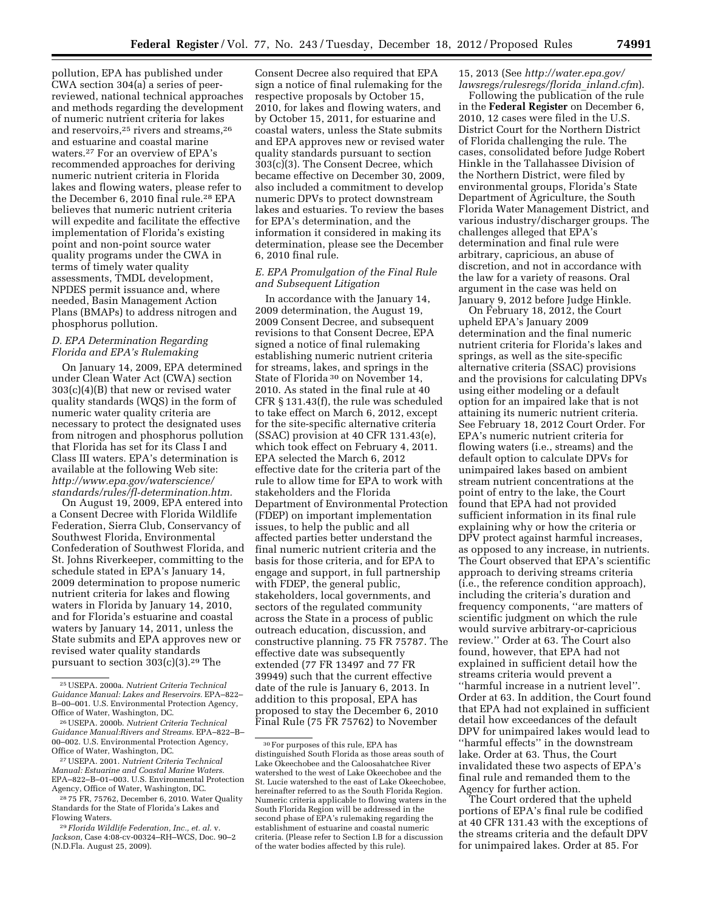pollution, EPA has published under CWA section 304(a) a series of peer-reviewed, national technical approaches and methods regarding the development of numeric nutrient criteria for lakes and reservoirs,[25] rivers and streams,[26] and estuarine and coastal marine waters.[27] For an overview of EPA's recommended approaches for deriving numeric nutrient criteria in Florida lakes and flowing waters, please refer to the December 6, 2010 final rule.[28] EPA believes that numeric nutrient criteria will expedite and facilitate the effective implementation of Florida's existing point and non-point source water quality programs under the CWA in terms of timely water quality assessments, TMDL development, NPDES permit issuance and, where needed, Basin Management Action Plans (BMAPs) to address nitrogen and phosphorus pollution.

### *D. EPA Determination Regarding Florida and EPA's Rulemaking*

On January 14, 2009, EPA determined under Clean Water Act (CWA) section 303(c)(4)(B) that new or revised water quality standards (WQS) in the form of numeric water quality criteria are necessary to protect the designated uses from nitrogen and phosphorus pollution that Florida has set for its Class I and Class III waters. EPA's determination is available at the following Web site: *http://www.epa.gov/waterscience/standards/rules/fl-determination.htm.*

On August 19, 2009, EPA entered into a Consent Decree with Florida Wildlife Federation, Sierra Club, Conservancy of Southwest Florida, Environmental Confederation of Southwest Florida, and St. Johns Riverkeeper, committing to the schedule stated in EPA's January 14, 2009 determination to propose numeric nutrient criteria for lakes and flowing waters in Florida by January 14, 2010, and for Florida's estuarine and coastal waters by January 14, 2011, unless the State submits and EPA approves new or revised water quality standards pursuant to section 303(c)(3).[29] The Consent Decree also required that EPA sign a notice of final rulemaking for the respective proposals by October 15, 2010, for lakes and flowing waters, and by October 15, 2011, for estuarine and coastal waters, unless the State submits and EPA approves new or revised water quality standards pursuant to section 303(c)(3). The Consent Decree, which became effective on December 30, 2009, also included a commitment to develop numeric DPVs to protect downstream lakes and estuaries. To review the bases for EPA's determination, and the information it considered in making its determination, please see the December 6, 2010 final rule.

### *E. EPA Promulgation of the Final Rule and Subsequent Litigation*

In accordance with the January 14, 2009 determination, the August 19, 2009 Consent Decree, and subsequent revisions to that Consent Decree, EPA signed a notice of final rulemaking establishing numeric nutrient criteria for streams, lakes, and springs in the State of Florida[30] on November 14, 2010. As stated in the final rule at 40 CFR § 131.43(f), the rule was scheduled to take effect on March 6, 2012, except for the site-specific alternative criteria (SSAC) provision at 40 CFR 131.43(e), which took effect on February 4, 2011. EPA selected the March 6, 2012 effective date for the criteria part of the rule to allow time for EPA to work with stakeholders and the Florida Department of Environmental Protection (FDEP) on important implementation issues, to help the public and all affected parties better understand the final numeric nutrient criteria and the basis for those criteria, and for EPA to engage and support, in full partnership with FDEP, the general public, stakeholders, local governments, and sectors of the regulated community across the State in a process of public outreach education, discussion, and constructive planning. 75 FR 75787. The effective date was subsequently extended (77 FR 13497 and 77 FR 39949) such that the current effective date of the rule is January 6, 2013. In addition to this proposal, EPA has proposed to stay the December 6, 2010 Final Rule (75 FR 75762) to November 15, 2013 (See *http://water.epa.gov/lawsregs/rulesregs/florida_inland.cfm*).

Following the publication of the rule in the **Federal Register** on December 6, 2010, 12 cases were filed in the U.S. District Court for the Northern District of Florida challenging the rule. The cases, consolidated before Judge Robert Hinkle in the Tallahassee Division of the Northern District, were filed by environmental groups, Florida's State Department of Agriculture, the South Florida Water Management District, and various industry/discharger groups. The challenges alleged that EPA's determination and final rule were arbitrary, capricious, an abuse of discretion, and not in accordance with the law for a variety of reasons. Oral argument in the case was held on January 9, 2012 before Judge Hinkle.

On February 18, 2012, the Court upheld EPA's January 2009 determination and the final numeric nutrient criteria for Florida's lakes and springs, as well as the site-specific alternative criteria (SSAC) provisions and the provisions for calculating DPVs using either modeling or a default option for an impaired lake that is not attaining its numeric nutrient criteria. See February 18, 2012 Court Order. For EPA's numeric nutrient criteria for flowing waters (i.e., streams) and the default option to calculate DPVs for unimpaired lakes based on ambient stream nutrient concentrations at the point of entry to the lake, the Court found that EPA had not provided sufficient information in its final rule explaining why or how the criteria or DPV protect against harmful increases, as opposed to any increase, in nutrients. The Court observed that EPA's scientific approach to deriving streams criteria (i.e., the reference condition approach), including the criteria's duration and frequency components, "are matters of scientific judgment on which the rule would survive arbitrary-or-capricious review." Order at 63. The Court also found, however, that EPA had not explained in sufficient detail how the streams criteria would prevent a "harmful increase in a nutrient level". Order at 63. In addition, the Court found that EPA had not explained in sufficient detail how exceedances of the default DPV for unimpaired lakes would lead to "harmful effects" in the downstream lake. Order at 63. Thus, the Court invalidated these two aspects of EPA's final rule and remanded them to the Agency for further action.

The Court ordered that the upheld portions of EPA's final rule be codified at 40 CFR 131.43 with the exceptions of the streams criteria and the default DPV for unimpaired lakes. Order at 85. For

---

[25] USEPA. 2000a. *Nutrient Criteria Technical Guidance Manual: Lakes and Reservoirs.* EPA–822–B–00–001. U.S. Environmental Protection Agency, Office of Water, Washington, DC.

[26] USEPA. 2000b. *Nutrient Criteria Technical Guidance Manual:Rivers and Streams.* EPA–822–B–00–002. U.S. Environmental Protection Agency, Office of Water, Washington, DC.

[27] USEPA. 2001. *Nutrient Criteria Technical Manual: Estuarine and Coastal Marine Waters.* EPA–822–B–01–003. U.S. Environmental Protection Agency, Office of Water, Washington, DC.

[28] 75 FR, 75762, December 6, 2010. Water Quality Standards for the State of Florida's Lakes and Flowing Waters.

[29] *Florida Wildlife Federation, Inc., et. al.* v. *Jackson,* Case 4:08-cv-00324–RH–WCS, Doc. 90–2 (N.D.Fla. August 25, 2009).

[30] For purposes of this rule, EPA has distinguished South Florida as those areas south of Lake Okeechobee and the Caloosahatchee River watershed to the west of Lake Okeechobee and the St. Lucie watershed to the east of Lake Okeechobee, hereinafter referred to as the South Florida Region. Numeric criteria applicable to flowing waters in the South Florida Region will be addressed in the second phase of EPA's rulemaking regarding the establishment of estuarine and coastal numeric criteria. (Please refer to Section I.B for a discussion of the water bodies affected by this rule).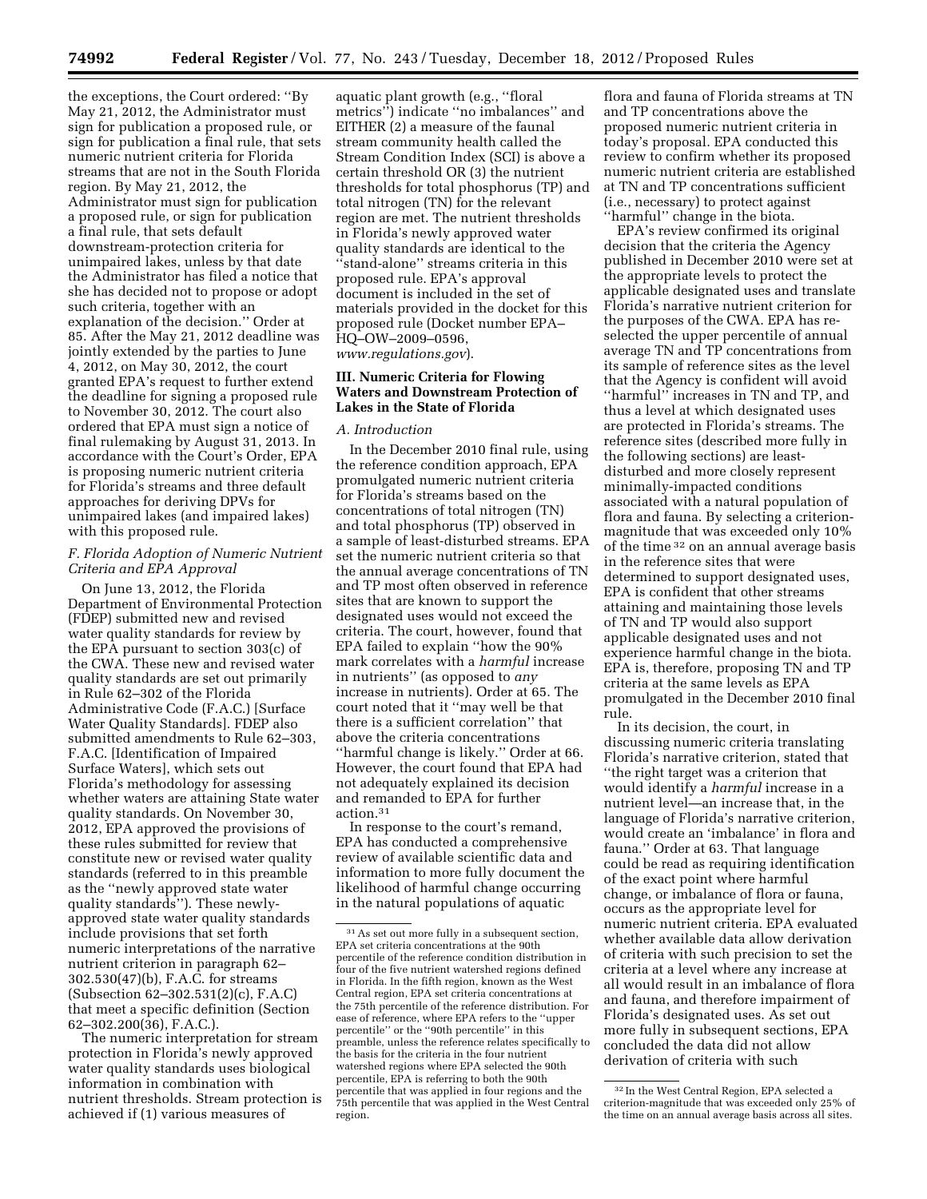the exceptions, the Court ordered: ''By May 21, 2012, the Administrator must sign for publication a proposed rule, or sign for publication a final rule, that sets numeric nutrient criteria for Florida streams that are not in the South Florida region. By May 21, 2012, the Administrator must sign for publication a proposed rule, or sign for publication a final rule, that sets default downstream-protection criteria for unimpaired lakes, unless by that date the Administrator has filed a notice that she has decided not to propose or adopt such criteria, together with an explanation of the decision.'' Order at 85. After the May 21, 2012 deadline was jointly extended by the parties to June 4, 2012, on May 30, 2012, the court granted EPA's request to further extend the deadline for signing a proposed rule to November 30, 2012. The court also ordered that EPA must sign a notice of final rulemaking by August 31, 2013. In accordance with the Court's Order, EPA is proposing numeric nutrient criteria for Florida's streams and three default approaches for deriving DPVs for unimpaired lakes (and impaired lakes) with this proposed rule.

### *F. Florida Adoption of Numeric Nutrient Criteria and EPA Approval*

On June 13, 2012, the Florida Department of Environmental Protection (FDEP) submitted new and revised water quality standards for review by the EPA pursuant to section 303(c) of the CWA. These new and revised water quality standards are set out primarily in Rule 62–302 of the Florida Administrative Code (F.A.C.) [Surface Water Quality Standards]. FDEP also submitted amendments to Rule 62–303, F.A.C. [Identification of Impaired Surface Waters], which sets out Florida's methodology for assessing whether waters are attaining State water quality standards. On November 30, 2012, EPA approved the provisions of these rules submitted for review that constitute new or revised water quality standards (referred to in this preamble as the ''newly approved state water quality standards''). These newly-approved state water quality standards include provisions that set forth numeric interpretations of the narrative nutrient criterion in paragraph 62–302.530(47)(b), F.A.C. for streams (Subsection 62–302.531(2)(c), F.A.C) that meet a specific definition (Section 62–302.200(36), F.A.C.).

The numeric interpretation for stream protection in Florida's newly approved water quality standards uses biological information in combination with nutrient thresholds. Stream protection is achieved if (1) various measures of aquatic plant growth (e.g., ''floral metrics'') indicate ''no imbalances'' and EITHER (2) a measure of the faunal stream community health called the Stream Condition Index (SCI) is above a certain threshold OR (3) the nutrient thresholds for total phosphorus (TP) and total nitrogen (TN) for the relevant region are met. The nutrient thresholds in Florida's newly approved water quality standards are identical to the ''stand-alone'' streams criteria in this proposed rule. EPA's approval document is included in the set of materials provided in the docket for this proposed rule (Docket number EPA–HQ–OW–2009–0596, *www.regulations.gov*).

## III. Numeric Criteria for Flowing Waters and Downstream Protection of Lakes in the State of Florida

### *A. Introduction*

In the December 2010 final rule, using the reference condition approach, EPA promulgated numeric nutrient criteria for Florida's streams based on the concentrations of total nitrogen (TN) and total phosphorus (TP) observed in a sample of least-disturbed streams. EPA set the numeric nutrient criteria so that the annual average concentrations of TN and TP most often observed in reference sites that are known to support the designated uses would not exceed the criteria. The court, however, found that EPA failed to explain ''how the 90% mark correlates with a *harmful* increase in nutrients'' (as opposed to *any* increase in nutrients). Order at 65. The court noted that it ''may well be that there is a sufficient correlation'' that above the criteria concentrations ''harmful change is likely.'' Order at 66. However, the court found that EPA had not adequately explained its decision and remanded to EPA for further action.[31]

In response to the court's remand, EPA has conducted a comprehensive review of available scientific data and information to more fully document the likelihood of harmful change occurring in the natural populations of aquatic flora and fauna of Florida streams at TN and TP concentrations above the proposed numeric nutrient criteria in today's proposal. EPA conducted this review to confirm whether its proposed numeric nutrient criteria are established at TN and TP concentrations sufficient (i.e., necessary) to protect against ''harmful'' change in the biota.

EPA's review confirmed its original decision that the criteria the Agency published in December 2010 were set at the appropriate levels to protect the applicable designated uses and translate Florida's narrative nutrient criterion for the purposes of the CWA. EPA has re-selected the upper percentile of annual average TN and TP concentrations from its sample of reference sites as the level that the Agency is confident will avoid ''harmful'' increases in TN and TP, and thus a level at which designated uses are protected in Florida's streams. The reference sites (described more fully in the following sections) are least-disturbed and more closely represent minimally-impacted conditions associated with a natural population of flora and fauna. By selecting a criterion-magnitude that was exceeded only 10% of the time[32] on an annual average basis in the reference sites that were determined to support designated uses, EPA is confident that other streams attaining and maintaining those levels of TN and TP would also support applicable designated uses and not experience harmful change in the biota. EPA is, therefore, proposing TN and TP criteria at the same levels as EPA promulgated in the December 2010 final rule.

In its decision, the court, in discussing numeric criteria translating Florida's narrative criterion, stated that ''the right target was a criterion that would identify a *harmful* increase in a nutrient level—an increase that, in the language of Florida's narrative criterion, would create an 'imbalance' in flora and fauna.'' Order at 63. That language could be read as requiring identification of the exact point where harmful change, or imbalance of flora or fauna, occurs as the appropriate level for numeric nutrient criteria. EPA evaluated whether available data allow derivation of criteria with such precision to set the criteria at a level where any increase at all would result in an imbalance of flora and fauna, and therefore impairment of Florida's designated uses. As set out more fully in subsequent sections, EPA concluded the data did not allow derivation of criteria with such

[31] As set out more fully in a subsequent section, EPA set criteria concentrations at the 90th percentile of the reference condition distribution in four of the five nutrient watershed regions defined in Florida. In the fifth region, known as the West Central region, EPA set criteria concentrations at the 75th percentile of the reference distribution. For ease of reference, where EPA refers to the ''upper percentile'' or the ''90th percentile'' in this preamble, unless the reference relates specifically to the basis for the criteria in the four nutrient watershed regions where EPA selected the 90th percentile, EPA is referring to both the 90th percentile that was applied in four regions and the 75th percentile that was applied in the West Central region.

[32] In the West Central Region, EPA selected a criterion-magnitude that was exceeded only 25% of the time on an annual average basis across all sites.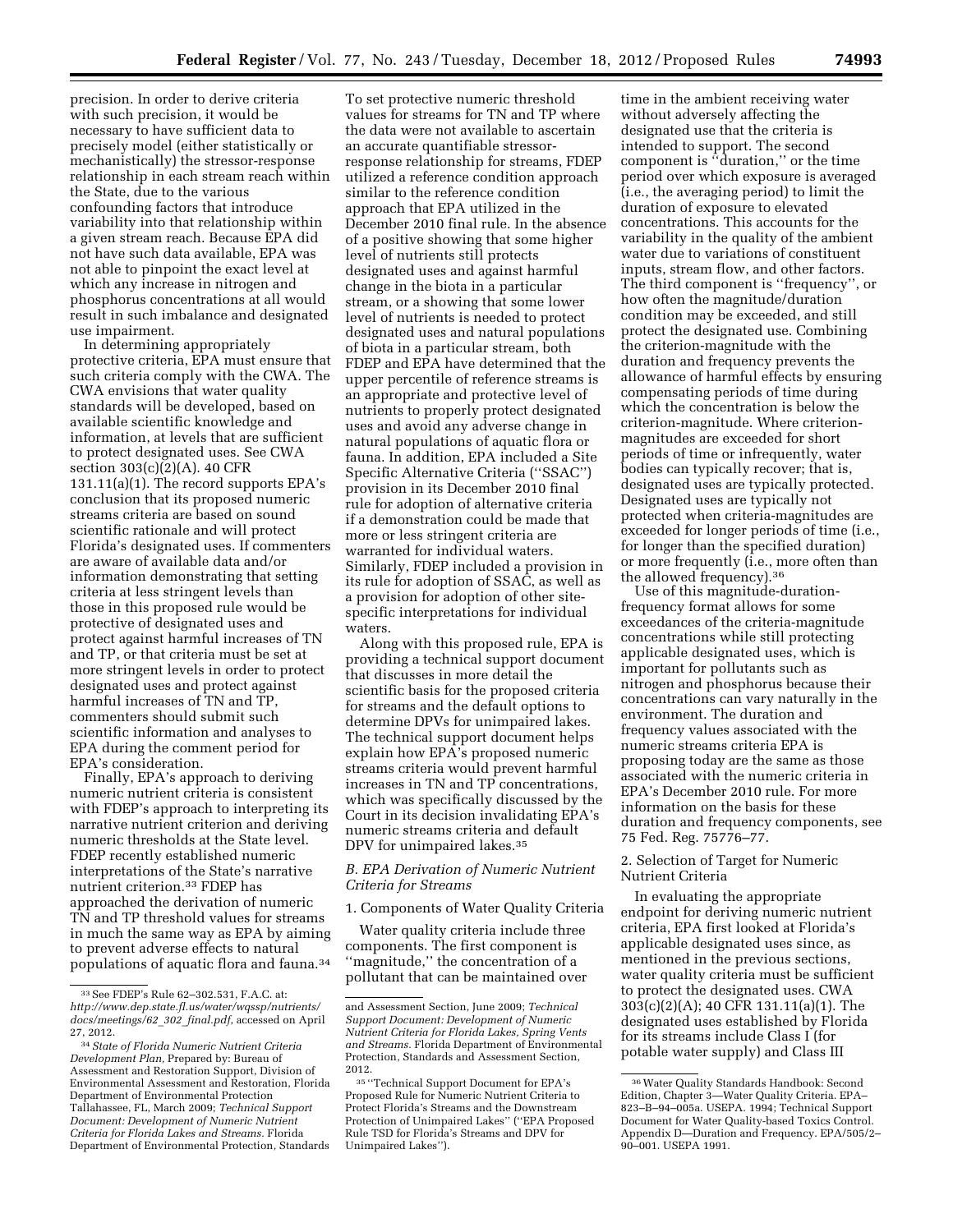precision. In order to derive criteria with such precision, it would be necessary to have sufficient data to precisely model (either statistically or mechanistically) the stressor-response relationship in each stream reach within the State, due to the various confounding factors that introduce variability into that relationship within a given stream reach. Because EPA did not have such data available, EPA was not able to pinpoint the exact level at which any increase in nitrogen and phosphorus concentrations at all would result in such imbalance and designated use impairment.

In determining appropriately protective criteria, EPA must ensure that such criteria comply with the CWA. The CWA envisions that water quality standards will be developed, based on available scientific knowledge and information, at levels that are sufficient to protect designated uses. See CWA section 303(c)(2)(A). 40 CFR 131.11(a)(1). The record supports EPA's conclusion that its proposed numeric streams criteria are based on sound scientific rationale and will protect Florida's designated uses. If commenters are aware of available data and/or information demonstrating that setting criteria at less stringent levels than those in this proposed rule would be protective of designated uses and protect against harmful increases of TN and TP, or that criteria must be set at more stringent levels in order to protect designated uses and protect against harmful increases of TN and TP, commenters should submit such scientific information and analyses to EPA during the comment period for EPA's consideration.

Finally, EPA's approach to deriving numeric nutrient criteria is consistent with FDEP's approach to interpreting its narrative nutrient criterion and deriving numeric thresholds at the State level. FDEP recently established numeric interpretations of the State's narrative nutrient criterion.[33] FDEP has approached the derivation of numeric TN and TP threshold values for streams in much the same way as EPA by aiming to prevent adverse effects to natural populations of aquatic flora and fauna.[34] To set protective numeric threshold values for streams for TN and TP where the data were not available to ascertain an accurate quantifiable stressor-response relationship for streams, FDEP utilized a reference condition approach similar to the reference condition approach that EPA utilized in the December 2010 final rule. In the absence of a positive showing that some higher level of nutrients still protects designated uses and against harmful change in the biota in a particular stream, or a showing that some lower level of nutrients is needed to protect designated uses and natural populations of biota in a particular stream, both FDEP and EPA have determined that the upper percentile of reference streams is an appropriate and protective level of nutrients to properly protect designated uses and avoid any adverse change in natural populations of aquatic flora or fauna. In addition, EPA included a Site Specific Alternative Criteria (''SSAC'') provision in its December 2010 final rule for adoption of alternative criteria if a demonstration could be made that more or less stringent criteria are warranted for individual waters. Similarly, FDEP included a provision in its rule for adoption of SSAC, as well as a provision for adoption of other site-specific interpretations for individual waters.

Along with this proposed rule, EPA is providing a technical support document that discusses in more detail the scientific basis for the proposed criteria for streams and the default options to determine DPVs for unimpaired lakes. The technical support document helps explain how EPA's proposed numeric streams criteria would prevent harmful increases in TN and TP concentrations, which was specifically discussed by the Court in its decision invalidating EPA's numeric streams criteria and default DPV for unimpaired lakes.[35]

### *B. EPA Derivation of Numeric Nutrient Criteria for Streams*

#### 1. Components of Water Quality Criteria

Water quality criteria include three components. The first component is ''magnitude,'' the concentration of a pollutant that can be maintained over time in the ambient receiving water without adversely affecting the designated use that the criteria is intended to support. The second component is ''duration,'' or the time period over which exposure is averaged (i.e., the averaging period) to limit the duration of exposure to elevated concentrations. This accounts for the variability in the quality of the ambient water due to variations of constituent inputs, stream flow, and other factors. The third component is ''frequency'', or how often the magnitude/duration condition may be exceeded, and still protect the designated use. Combining the criterion-magnitude with the duration and frequency prevents the allowance of harmful effects by ensuring compensating periods of time during which the concentration is below the criterion-magnitude. Where criterion-magnitudes are exceeded for short periods of time or infrequently, water bodies can typically recover; that is, designated uses are typically protected. Designated uses are typically not protected when criteria-magnitudes are exceeded for longer periods of time (i.e., for longer than the specified duration) or more frequently (i.e., more often than the allowed frequency).[36]

Use of this magnitude-duration-frequency format allows for some exceedances of the criteria-magnitude concentrations while still protecting applicable designated uses, which is important for pollutants such as nitrogen and phosphorus because their concentrations can vary naturally in the environment. The duration and frequency values associated with the numeric streams criteria EPA is proposing today are the same as those associated with the numeric criteria in EPA's December 2010 rule. For more information on the basis for these duration and frequency components, see 75 Fed. Reg. 75776–77.

#### 2. Selection of Target for Numeric Nutrient Criteria

In evaluating the appropriate endpoint for deriving numeric nutrient criteria, EPA first looked at Florida's applicable designated uses since, as mentioned in the previous sections, water quality criteria must be sufficient to protect the designated uses. CWA 303(c)(2)(A); 40 CFR 131.11(a)(1). The designated uses established by Florida for its streams include Class I (for potable water supply) and Class III

---

[33] See FDEP's Rule 62–302.531, F.A.C. at: *http://www.dep.state.fl.us/water/wqssp/nutrients/docs/meetings/62_302_final.pdf*, accessed on April 27, 2012.

[34] *State of Florida Numeric Nutrient Criteria Development Plan,* Prepared by: Bureau of Assessment and Restoration Support, Division of Environmental Assessment and Restoration, Florida Department of Environmental Protection Tallahassee, FL, March 2009; *Technical Support Document: Development of Numeric Nutrient Criteria for Florida Lakes and Streams.* Florida Department of Environmental Protection, Standards and Assessment Section, June 2009; *Technical Support Document: Development of Numeric Nutrient Criteria for Florida Lakes, Spring Vents and Streams.* Florida Department of Environmental Protection, Standards and Assessment Section, 2012.

[35] ''Technical Support Document for EPA's Proposed Rule for Numeric Nutrient Criteria to Protect Florida's Streams and the Downstream Protection of Unimpaired Lakes'' (''EPA Proposed Rule TSD for Florida's Streams and DPV for Unimpaired Lakes'').

[36] Water Quality Standards Handbook: Second Edition, Chapter 3—Water Quality Criteria. EPA–823–B–94–005a. USEPA. 1994; Technical Support Document for Water Quality-based Toxics Control. Appendix D—Duration and Frequency. EPA/505/2–90–001. USEPA 1991.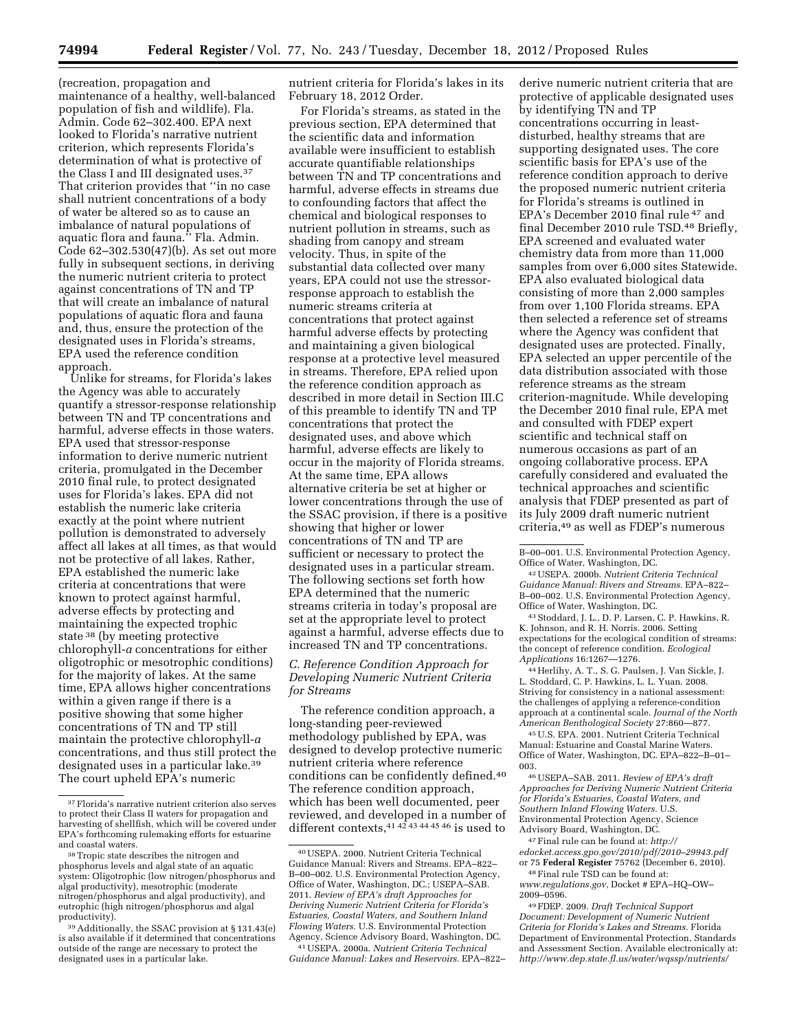(recreation, propagation and maintenance of a healthy, well-balanced population of fish and wildlife). Fla. Admin. Code 62–302.400. EPA next looked to Florida's narrative nutrient criterion, which represents Florida's determination of what is protective of the Class I and III designated uses.[37] That criterion provides that ''in no case shall nutrient concentrations of a body of water be altered so as to cause an imbalance of natural populations of aquatic flora and fauna.'' Fla. Admin. Code 62–302.530(47)(b). As set out more fully in subsequent sections, in deriving the numeric nutrient criteria to protect against concentrations of TN and TP that will create an imbalance of natural populations of aquatic flora and fauna and, thus, ensure the protection of the designated uses in Florida's streams, EPA used the reference condition approach.

Unlike for streams, for Florida's lakes the Agency was able to accurately quantify a stressor-response relationship between TN and TP concentrations and harmful, adverse effects in those waters. EPA used that stressor-response information to derive numeric nutrient criteria, promulgated in the December 2010 final rule, to protect designated uses for Florida's lakes. EPA did not establish the numeric lake criteria exactly at the point where nutrient pollution is demonstrated to adversely affect all lakes at all times, as that would not be protective of all lakes. Rather, EPA established the numeric lake criteria at concentrations that were known to protect against harmful, adverse effects by protecting and maintaining the expected trophic state [38] (by meeting protective chlorophyll-*a* concentrations for either oligotrophic or mesotrophic conditions) for the majority of lakes. At the same time, EPA allows higher concentrations within a given range if there is a positive showing that some higher concentrations of TN and TP still maintain the protective chlorophyll-*a* concentrations, and thus still protect the designated uses in a particular lake.[39] The court upheld EPA's numeric nutrient criteria for Florida's lakes in its February 18, 2012 Order.

For Florida's streams, as stated in the previous section, EPA determined that the scientific data and information available were insufficient to establish accurate quantifiable relationships between TN and TP concentrations and harmful, adverse effects in streams due to confounding factors that affect the chemical and biological responses to nutrient pollution in streams, such as shading from canopy and stream velocity. Thus, in spite of the substantial data collected over many years, EPA could not use the stressor-response approach to establish the numeric streams criteria at concentrations that protect against harmful adverse effects by protecting and maintaining a given biological response at a protective level measured in streams. Therefore, EPA relied upon the reference condition approach as described in more detail in Section III.C of this preamble to identify TN and TP concentrations that protect the designated uses, and above which harmful, adverse effects are likely to occur in the majority of Florida streams. At the same time, EPA allows alternative criteria be set at higher or lower concentrations through the use of the SSAC provision, if there is a positive showing that higher or lower concentrations of TN and TP are sufficient or necessary to protect the designated uses in a particular stream. The following sections set forth how EPA determined that the numeric streams criteria in today's proposal are set at the appropriate level to protect against a harmful, adverse effects due to increased TN and TP concentrations.

### *C. Reference Condition Approach for Developing Numeric Nutrient Criteria for Streams*

The reference condition approach, a long-standing peer-reviewed methodology published by EPA, was designed to develop protective numeric nutrient criteria where reference conditions can be confidently defined.[40] The reference condition approach, which has been well documented, peer reviewed, and developed in a number of different contexts,[41 42 43 44 45 46] is used to derive numeric nutrient criteria that are protective of applicable designated uses by identifying TN and TP concentrations occurring in least-disturbed, healthy streams that are supporting designated uses. The core scientific basis for EPA's use of the reference condition approach to derive the proposed numeric nutrient criteria for Florida's streams is outlined in EPA's December 2010 final rule [47] and final December 2010 rule TSD.[48] Briefly, EPA screened and evaluated water chemistry data from more than 11,000 samples from over 6,000 sites Statewide. EPA also evaluated biological data consisting of more than 2,000 samples from over 1,100 Florida streams. EPA then selected a reference set of streams where the Agency was confident that designated uses are protected. Finally, EPA selected an upper percentile of the data distribution associated with those reference streams as the stream criterion-magnitude. While developing the December 2010 final rule, EPA met and consulted with FDEP expert scientific and technical staff on numerous occasions as part of an ongoing collaborative process. EPA carefully considered and evaluated the technical approaches and scientific analysis that FDEP presented as part of its July 2009 draft numeric nutrient criteria,[49] as well as FDEP's numerous

---

[37] Florida's narrative nutrient criterion also serves to protect their Class II waters for propagation and harvesting of shellfish, which will be covered under EPA's forthcoming rulemaking efforts for estuarine and coastal waters.

[38] Tropic state describes the nitrogen and phosphorus levels and algal state of an aquatic system: Oligotrophic (low nitrogen/phosphorus and algal productivity), mesotrophic (moderate nitrogen/phosphorus and algal productivity), and eutrophic (high nitrogen/phosphorus and algal productivity).

[39] Additionally, the SSAC provision at § 131.43(e) is also available if it determined that concentrations outside of the range are necessary to protect the designated uses in a particular lake.

[40] USEPA. 2000. Nutrient Criteria Technical Guidance Manual: Rivers and Streams. EPA–822–B–00–002. U.S. Environmental Protection Agency, Office of Water, Washington, DC.; USEPA–SAB. 2011. *Review of EPA's draft Approaches for Deriving Numeric Nutrient Criteria for Florida's Estuaries, Coastal Waters, and Southern Inland Flowing Waters.* U.S. Environmental Protection Agency, Science Advisory Board, Washington, DC.

[41] USEPA. 2000a. *Nutrient Criteria Technical Guidance Manual: Lakes and Reservoirs.* EPA–822–B–00–001. U.S. Environmental Protection Agency, Office of Water, Washington, DC.

[42] USEPA. 2000b. *Nutrient Criteria Technical Guidance Manual: Rivers and Streams.* EPA–822–B–00–002. U.S. Environmental Protection Agency, Office of Water, Washington, DC.

[43] Stoddard, J. L., D. P. Larsen, C. P. Hawkins, R. K. Johnson, and R. H. Norris. 2006. Setting expectations for the ecological condition of streams: the concept of reference condition. *Ecological Applications* 16:1267—1276.

[44] Herlihy, A. T., S. G. Paulsen, J. Van Sickle, J. L. Stoddard, C. P. Hawkins, L. L. Yuan. 2008. Striving for consistency in a national assessment: the challenges of applying a reference-condition approach at a continental scale. *Journal of the North American Benthological Society* 27:860—877.

[45] U.S. EPA. 2001. Nutrient Criteria Technical Manual: Estuarine and Coastal Marine Waters. Office of Water, Washington, DC. EPA–822–B–01–003.

[46] USEPA–SAB. 2011. *Review of EPA's draft Approaches for Deriving Numeric Nutrient Criteria for Florida's Estuaries, Coastal Waters, and Southern Inland Flowing Waters.* U.S. Environmental Protection Agency, Science Advisory Board, Washington, DC.

[47] Final rule can be found at: *http://edocket.access.gpo.gov/2010/pdf/2010–29943.pdf* or 75 **Federal Register** 75762 (December 6, 2010).

[48] Final rule TSD can be found at: *www.regulations.gov*, Docket # EPA–HQ–OW–2009–0596.

[49] FDEP. 2009. *Draft Technical Support Document: Development of Numeric Nutrient Criteria for Florida's Lakes and Streams.* Florida Department of Environmental Protection, Standards and Assessment Section. Available electronically at: *http://www.dep.state.fl.us/water/wqssp/nutrients/*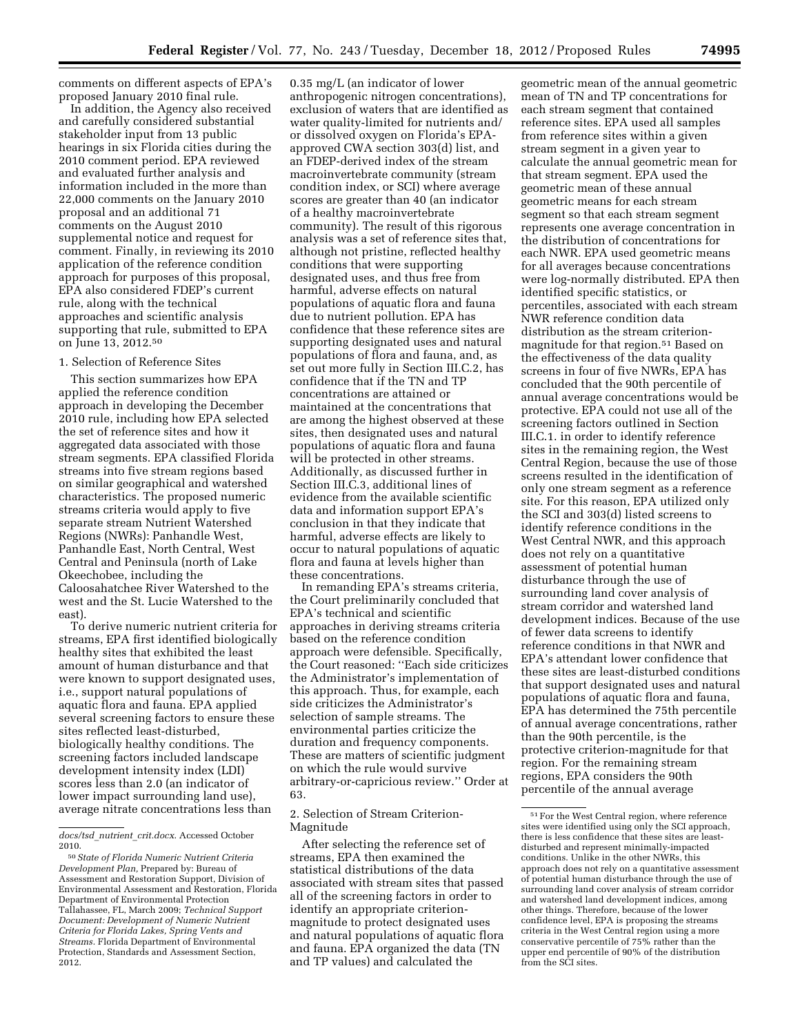comments on different aspects of EPA's proposed January 2010 final rule.

In addition, the Agency also received and carefully considered substantial stakeholder input from 13 public hearings in six Florida cities during the 2010 comment period. EPA reviewed and evaluated further analysis and information included in the more than 22,000 comments on the January 2010 proposal and an additional 71 comments on the August 2010 supplemental notice and request for comment. Finally, in reviewing its 2010 application of the reference condition approach for purposes of this proposal, EPA also considered FDEP's current rule, along with the technical approaches and scientific analysis supporting that rule, submitted to EPA on June 13, 2012.[50]

1. Selection of Reference Sites

This section summarizes how EPA applied the reference condition approach in developing the December 2010 rule, including how EPA selected the set of reference sites and how it aggregated data associated with those stream segments. EPA classified Florida streams into five stream regions based on similar geographical and watershed characteristics. The proposed numeric streams criteria would apply to five separate stream Nutrient Watershed Regions (NWRs): Panhandle West, Panhandle East, North Central, West Central and Peninsula (north of Lake Okeechobee, including the Caloosahatchee River Watershed to the west and the St. Lucie Watershed to the east).

To derive numeric nutrient criteria for streams, EPA first identified biologically healthy sites that exhibited the least amount of human disturbance and that were known to support designated uses, i.e., support natural populations of aquatic flora and fauna. EPA applied several screening factors to ensure these sites reflected least-disturbed, biologically healthy conditions. The screening factors included landscape development intensity index (LDI) scores less than 2.0 (an indicator of lower impact surrounding land use), average nitrate concentrations less than 0.35 mg/L (an indicator of lower anthropogenic nitrogen concentrations), exclusion of waters that are identified as water quality-limited for nutrients and/or dissolved oxygen on Florida's EPA-approved CWA section 303(d) list, and an FDEP-derived index of the stream macroinvertebrate community (stream condition index, or SCI) where average scores are greater than 40 (an indicator of a healthy macroinvertebrate community). The result of this rigorous analysis was a set of reference sites that, although not pristine, reflected healthy conditions that were supporting designated uses, and thus free from harmful, adverse effects on natural populations of aquatic flora and fauna due to nutrient pollution. EPA has confidence that these reference sites are supporting designated uses and natural populations of flora and fauna, and, as set out more fully in Section III.C.2, has confidence that if the TN and TP concentrations are attained or maintained at the concentrations that are among the highest observed at these sites, then designated uses and natural populations of aquatic flora and fauna will be protected in other streams. Additionally, as discussed further in Section III.C.3, additional lines of evidence from the available scientific data and information support EPA's conclusion in that they indicate that harmful, adverse effects are likely to occur to natural populations of aquatic flora and fauna at levels higher than these concentrations.

In remanding EPA's streams criteria, the Court preliminarily concluded that EPA's technical and scientific approaches in deriving streams criteria based on the reference condition approach were defensible. Specifically, the Court reasoned: ''Each side criticizes the Administrator's implementation of this approach. Thus, for example, each side criticizes the Administrator's selection of sample streams. The environmental parties criticize the duration and frequency components. These are matters of scientific judgment on which the rule would survive arbitrary-or-capricious review.'' Order at 63.

2. Selection of Stream Criterion-Magnitude

After selecting the reference set of streams, EPA then examined the statistical distributions of the data associated with stream sites that passed all of the screening factors in order to identify an appropriate criterion-magnitude to protect designated uses and natural populations of aquatic flora and fauna. EPA organized the data (TN and TP values) and calculated the geometric mean of the annual geometric mean of TN and TP concentrations for each stream segment that contained reference sites. EPA used all samples from reference sites within a given stream segment in a given year to calculate the annual geometric mean for that stream segment. EPA used the geometric mean of these annual geometric means for each stream segment so that each stream segment represents one average concentration in the distribution of concentrations for each NWR. EPA used geometric means for all averages because concentrations were log-normally distributed. EPA then identified specific statistics, or percentiles, associated with each stream NWR reference condition data distribution as the stream criterion-magnitude for that region.[51] Based on the effectiveness of the data quality screens in four of five NWRs, EPA has concluded that the 90th percentile of annual average concentrations would be protective. EPA could not use all of the screening factors outlined in Section III.C.1. in order to identify reference sites in the remaining region, the West Central Region, because the use of those screens resulted in the identification of only one stream segment as a reference site. For this reason, EPA utilized only the SCI and 303(d) listed screens to identify reference conditions in the West Central NWR, and this approach does not rely on a quantitative assessment of potential human disturbance through the use of surrounding land cover analysis of stream corridor and watershed land development indices. Because of the use of fewer data screens to identify reference conditions in that NWR and EPA's attendant lower confidence that these sites are least-disturbed conditions that support designated uses and natural populations of aquatic flora and fauna, EPA has determined the 75th percentile of annual average concentrations, rather than the 90th percentile, is the protective criterion-magnitude for that region. For the remaining stream regions, EPA considers the 90th percentile of the annual average

---

*docs/tsd_nutrient_crit.docx.* Accessed October 2010.

[50] *State of Florida Numeric Nutrient Criteria Development Plan,* Prepared by: Bureau of Assessment and Restoration Support, Division of Environmental Assessment and Restoration, Florida Department of Environmental Protection Tallahassee, FL, March 2009; *Technical Support Document: Development of Numeric Nutrient Criteria for Florida Lakes, Spring Vents and Streams.* Florida Department of Environmental Protection, Standards and Assessment Section, 2012.

[51] For the West Central region, where reference sites were identified using only the SCI approach, there is less confidence that these sites are least-disturbed and represent minimally-impacted conditions. Unlike in the other NWRs, this approach does not rely on a quantitative assessment of potential human disturbance through the use of surrounding land cover analysis of stream corridor and watershed land development indices, among other things. Therefore, because of the lower confidence level, EPA is proposing the streams criteria in the West Central region using a more conservative percentile of 75% rather than the upper end percentile of 90% of the distribution from the SCI sites.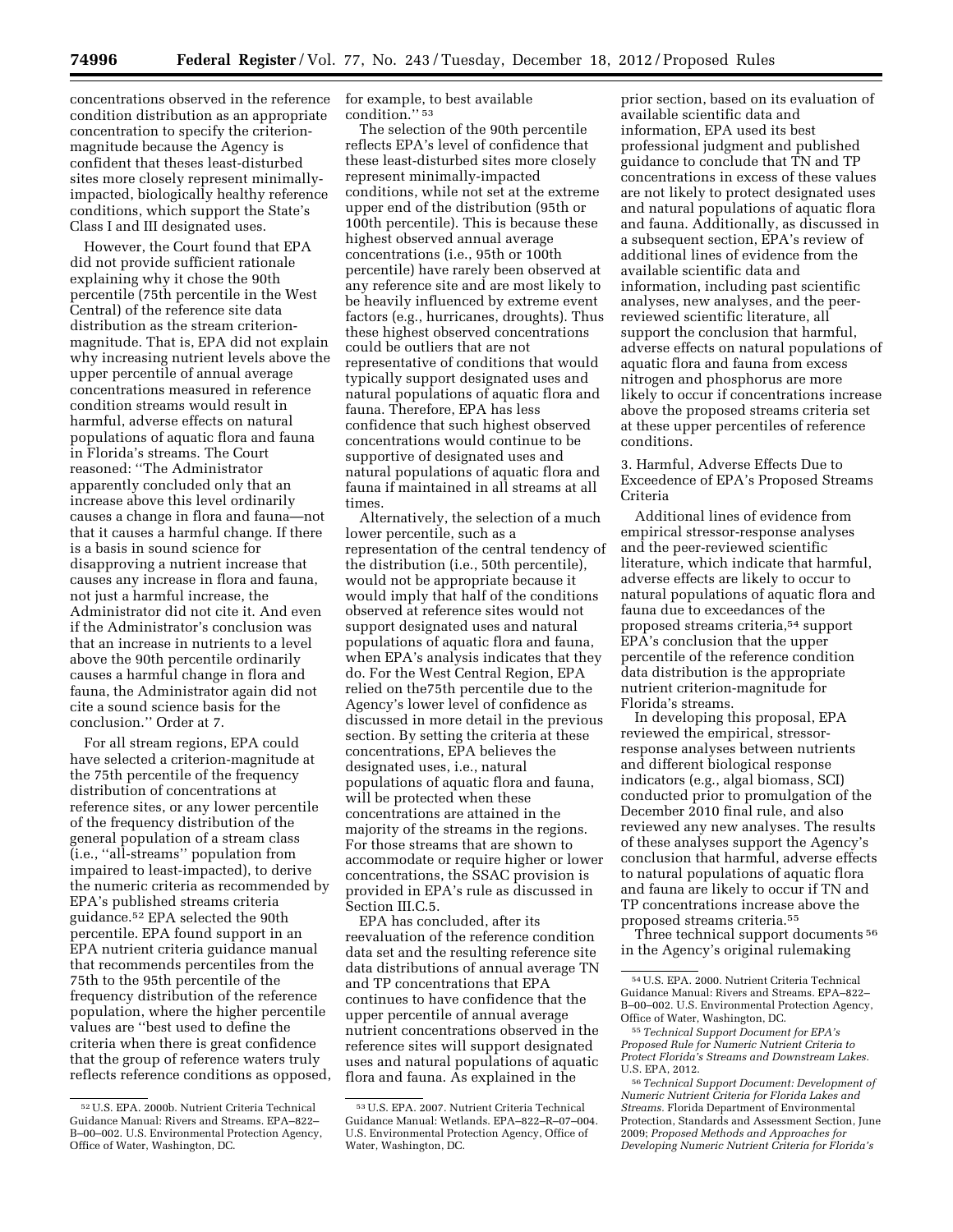concentrations observed in the reference condition distribution as an appropriate concentration to specify the criterion-magnitude because the Agency is confident that theses least-disturbed sites more closely represent minimally-impacted, biologically healthy reference conditions, which support the State's Class I and III designated uses.

However, the Court found that EPA did not provide sufficient rationale explaining why it chose the 90th percentile (75th percentile in the West Central) of the reference site data distribution as the stream criterion-magnitude. That is, EPA did not explain why increasing nutrient levels above the upper percentile of annual average concentrations measured in reference condition streams would result in harmful, adverse effects on natural populations of aquatic flora and fauna in Florida's streams. The Court reasoned: ''The Administrator apparently concluded only that an increase above this level ordinarily causes a change in flora and fauna—not that it causes a harmful change. If there is a basis in sound science for disapproving a nutrient increase that causes any increase in flora and fauna, not just a harmful increase, the Administrator did not cite it. And even if the Administrator's conclusion was that an increase in nutrients to a level above the 90th percentile ordinarily causes a harmful change in flora and fauna, the Administrator again did not cite a sound science basis for the conclusion.'' Order at 7.

For all stream regions, EPA could have selected a criterion-magnitude at the 75th percentile of the frequency distribution of concentrations at reference sites, or any lower percentile of the frequency distribution of the general population of a stream class (i.e., ''all-streams'' population from impaired to least-impacted), to derive the numeric criteria as recommended by EPA's published streams criteria guidance.[52] EPA selected the 90th percentile. EPA found support in an EPA nutrient criteria guidance manual that recommends percentiles from the 75th to the 95th percentile of the frequency distribution of the reference population, where the higher percentile values are ''best used to define the criteria when there is great confidence that the group of reference waters truly reflects reference conditions as opposed, for example, to best available condition.''[53]

The selection of the 90th percentile reflects EPA's level of confidence that these least-disturbed sites more closely represent minimally-impacted conditions, while not set at the extreme upper end of the distribution (95th or 100th percentile). This is because these highest observed annual average concentrations (i.e., 95th or 100th percentile) have rarely been observed at any reference site and are most likely to be heavily influenced by extreme event factors (e.g., hurricanes, droughts). Thus these highest observed concentrations could be outliers that are not representative of conditions that would typically support designated uses and natural populations of aquatic flora and fauna. Therefore, EPA has less confidence that such highest observed concentrations would continue to be supportive of designated uses and natural populations of aquatic flora and fauna if maintained in all streams at all times.

Alternatively, the selection of a much lower percentile, such as a representation of the central tendency of the distribution (i.e., 50th percentile), would not be appropriate because it would imply that half of the conditions observed at reference sites would not support designated uses and natural populations of aquatic flora and fauna, when EPA's analysis indicates that they do. For the West Central Region, EPA relied on the75th percentile due to the Agency's lower level of confidence as discussed in more detail in the previous section. By setting the criteria at these concentrations, EPA believes the designated uses, i.e., natural populations of aquatic flora and fauna, will be protected when these concentrations are attained in the majority of the streams in the regions. For those streams that are shown to accommodate or require higher or lower concentrations, the SSAC provision is provided in EPA's rule as discussed in Section III.C.5.

EPA has concluded, after its reevaluation of the reference condition data set and the resulting reference site data distributions of annual average TN and TP concentrations that EPA continues to have confidence that the upper percentile of annual average nutrient concentrations observed in the reference sites will support designated uses and natural populations of aquatic flora and fauna. As explained in the prior section, based on its evaluation of available scientific data and information, EPA used its best professional judgment and published guidance to conclude that TN and TP concentrations in excess of these values are not likely to protect designated uses and natural populations of aquatic flora and fauna. Additionally, as discussed in a subsequent section, EPA's review of additional lines of evidence from the available scientific data and information, including past scientific analyses, new analyses, and the peer-reviewed scientific literature, all support the conclusion that harmful, adverse effects on natural populations of aquatic flora and fauna from excess nitrogen and phosphorus are more likely to occur if concentrations increase above the proposed streams criteria set at these upper percentiles of reference conditions.

3. Harmful, Adverse Effects Due to Exceedence of EPA's Proposed Streams Criteria

Additional lines of evidence from empirical stressor-response analyses and the peer-reviewed scientific literature, which indicate that harmful, adverse effects are likely to occur to natural populations of aquatic flora and fauna due to exceedances of the proposed streams criteria,[54] support EPA's conclusion that the upper percentile of the reference condition data distribution is the appropriate nutrient criterion-magnitude for Florida's streams.

In developing this proposal, EPA reviewed the empirical, stressor-response analyses between nutrients and different biological response indicators (e.g., algal biomass, SCI) conducted prior to promulgation of the December 2010 final rule, and also reviewed any new analyses. The results of these analyses support the Agency's conclusion that harmful, adverse effects to natural populations of aquatic flora and fauna are likely to occur if TN and TP concentrations increase above the proposed streams criteria.[55]

Three technical support documents[56] in the Agency's original rulemaking

---

[52] U.S. EPA. 2000b. Nutrient Criteria Technical Guidance Manual: Rivers and Streams. EPA–822–B–00–002. U.S. Environmental Protection Agency, Office of Water, Washington, DC.

[53] U.S. EPA. 2007. Nutrient Criteria Technical Guidance Manual: Wetlands. EPA–822–R–07–004. U.S. Environmental Protection Agency, Office of Water, Washington, DC.

[54] U.S. EPA. 2000. Nutrient Criteria Technical Guidance Manual: Rivers and Streams. EPA–822–B–00–002. U.S. Environmental Protection Agency, Office of Water, Washington, DC.

[55] *Technical Support Document for EPA's Proposed Rule for Numeric Nutrient Criteria to Protect Florida's Streams and Downstream Lakes.* U.S. EPA, 2012.

[56] *Technical Support Document: Development of Numeric Nutrient Criteria for Florida Lakes and Streams.* Florida Department of Environmental Protection, Standards and Assessment Section, June 2009; *Proposed Methods and Approaches for Developing Numeric Nutrient Criteria for Florida's*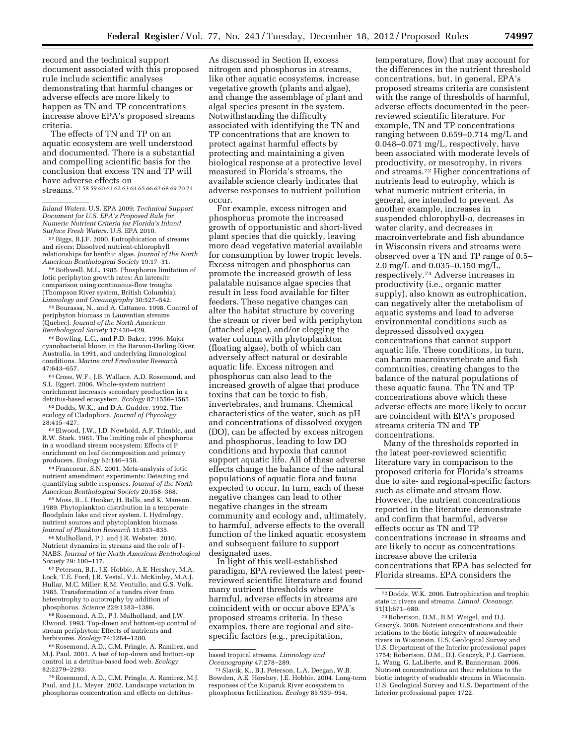record and the technical support document associated with this proposed rule include scientific analyses demonstrating that harmful changes or adverse effects are more likely to happen as TN and TP concentrations increase above EPA's proposed streams criteria.

The effects of TN and TP on an aquatic ecosystem are well understood and documented. There is a substantial and compelling scientific basis for the conclusion that excess TN and TP will have adverse effects on streams.[57] [58] [59] [60] [61] [62] [63] [64] [65] [66] [67] [68] [69] [70] [71]

As discussed in Section II, excess nitrogen and phosphorus in streams, like other aquatic ecosystems, increase vegetative growth (plants and algae), and change the assemblage of plant and algal species present in the system. Notwithstanding the difficulty associated with identifying the TN and TP concentrations that are known to protect against harmful effects by protecting and maintaining a given biological response at a protective level measured in Florida's streams, the available science clearly indicates that adverse responses to nutrient pollution occur.

For example, excess nitrogen and phosphorus promote the increased growth of opportunistic and short-lived plant species that die quickly, leaving more dead vegetative material available for consumption by lower tropic levels. Excess nitrogen and phosphorus can promote the increased growth of less palatable nuisance algae species that result in less food available for filter feeders. These negative changes can alter the habitat structure by covering the stream or river bed with periphyton (attached algae), and/or clogging the water column with phytoplankton (floating algae), both of which can adversely affect natural or desirable aquatic life. Excess nitrogen and phosphorus can also lead to the increased growth of algae that produce toxins that can be toxic to fish, invertebrates, and humans. Chemical characteristics of the water, such as pH and concentrations of dissolved oxygen (DO), can be affected by excess nitrogen and phosphorus, leading to low DO conditions and hypoxia that cannot support aquatic life. All of these adverse effects change the balance of the natural populations of aquatic flora and fauna expected to occur. In turn, each of these negative changes can lead to other negative changes in the stream community and ecology and, ultimately, to harmful, adverse effects to the overall function of the linked aquatic ecosystem and subsequent failure to support designated uses.

In light of this well-established paradigm, EPA reviewed the latest peer-reviewed scientific literature and found many nutrient thresholds where harmful, adverse effects in streams are coincident with or occur above EPA's proposed streams criteria. In these examples, there are regional and site-specific factors (e.g., precipitation, temperature, flow) that may account for the differences in the nutrient threshold concentrations, but, in general, EPA's proposed streams criteria are consistent with the range of thresholds of harmful, adverse effects documented in the peer-reviewed scientific literature. For example, TN and TP concentrations ranging between 0.659–0.714 mg/L and 0.048–0.071 mg/L, respectively, have been associated with moderate levels of productivity, or mesotrophy, in rivers and streams.[72] Higher concentrations of nutrients lead to eutrophy, which is what numeric nutrient criteria, in general, are intended to prevent. As another example, increases in suspended chlorophyll-*a,* decreases in water clarity, and decreases in macroinvertebrate and fish abundance in Wisconsin rivers and streams were observed over a TN and TP range of 0.5–2.0 mg/L and 0.035–0.150 mg/L, respectively.[73] Adverse increases in productivity (i.e., organic matter supply), also known as eutrophication, can negatively alter the metabolism of aquatic systems and lead to adverse environmental conditions such as depressed dissolved oxygen concentrations that cannot support aquatic life. These conditions, in turn, can harm macroinvertebrate and fish communities, creating changes to the balance of the natural populations of these aquatic fauna. The TN and TP concentrations above which these adverse effects are more likely to occur are coincident with EPA's proposed streams criteria TN and TP concentrations.

Many of the thresholds reported in the latest peer-reviewed scientific literature vary in comparison to the proposed criteria for Florida's streams due to site- and regional-specific factors such as climate and stream flow. However, the nutrient concentrations reported in the literature demonstrate and confirm that harmful, adverse effects occur as TN and TP concentrations increase in streams and are likely to occur as concentrations increase above the criteria concentrations that EPA has selected for Florida streams. EPA considers the

---

*Inland Waters.* U.S. EPA 2009; *Technical Support Document for U.S. EPA's Proposed Rule for Numeric Nutrient Criteria for Florida's Inland Surface Fresh Waters.* U.S. EPA 2010.

[57] Biggs, B.J.F. 2000. Eutrophication of streams and rivers: Dissolved nutrient-chlorophyll relationships for benthic algae. *Journal of the North American Benthological Society* 19:17–31.

[58] Bothwell, M.L. 1985. Phosphorus limitation of lotic periphyton growth rates: An intersite comparison using continuous-flow troughs (Thompson River system, British Columbia). *Limnology and Oceanography* 30:527–542.

[59] Bourassa, N., and A. Cattaneo. 1998. Control of periphyton biomass in Laurentian streams (Quebec). *Journal of the North American Benthological Society* 17:420–429.

[60] Bowling, L.C., and P.D. Baker. 1996. Major cyanobacterial bloom in the Barwon-Darling River, Australia, in 1991, and underlying limnological conditions. *Marine and Freshwater Research* 47:643–657.

[61] Cross, W.F., J.B. Wallace, A.D. Rosemond, and S.L. Eggert. 2006. Whole-system nutrient enrichment increases secondary production in a detritus-based ecosystem. *Ecology* 87:1556–1565.

[62] Dodds, W.K., and D.A. Gudder. 1992. The ecology of Cladophora. *Journal of Phycology* 28:415–427.

[63] Elwood, J.W., J.D. Newbold, A.F. Trimble, and R.W. Stark. 1981. The limiting role of phosphorus in a woodland stream ecosystem: Effects of P enrichment on leaf decomposition and primary producers. *Ecology* 62:146–158.

[64] Francoeur, S.N. 2001. Meta-analysis of lotic nutrient amendment experiments: Detecting and quantifying subtle responses. *Journal of the North American Benthological Society* 20:358–368.

[65] Moss, B., I. Hooker, H. Balls, and K. Manson. 1989. Phytoplankton distribution in a temperate floodplain lake and river system. I. Hydrology, nutrient sources and phytoplankton biomass. *Journal of Plankton Research* 11:813–835.

[66] Mulholland, P.J. and J.R. Webster. 2010. Nutrient dynamics in streams and the role of J–NABS. *Journal of the North American Benthological Society* 29: 100–117.

[67] Peterson, B.J., J.E. Hobbie, A.E. Hershey, M.A. Lock, T.E. Ford, J.R. Vestal, V.L. McKinley, M.A.J. Hullar, M.C. Miller, R.M. Ventullo, and G.S. Volk. 1985. Transformation of a tundra river from heterotrophy to autotrophy by addition of phosphorus. *Science* 229:1383–1386.

[68] Rosemond, A.D., P.J. Mulholland, and J.W. Elwood. 1993. Top-down and bottom-up control of stream periphyton: Effects of nutrients and herbivores. *Ecology* 74:1264–1280.

[69] Rosemond, A.D., C.M. Pringle, A. Ramirez, and M.J. Paul. 2001. A test of top-down and bottom-up control in a detritus-based food web. *Ecology* 82:2279–2293.

[70] Rosemond, A.D., C.M. Pringle, A. Ramirez, M.J. Paul, and J.L. Meyer. 2002. Landscape variation in phosphorus concentration and effects on detritus-based tropical streams. *Limnology and Oceanography* 47:278–289.

[71] Slavik, K., B.J. Peterson, L.A. Deegan, W.B. Bowden, A.E. Hershey, J.E. Hobbie. 2004. Long-term responses of the Kuparuk River ecosystem to phosphorus fertilization. *Ecology* 85:939–954.

[72] Dodds, W.K. 2006. Eutrophication and trophic state in rivers and streams. *Limnol. Oceanogr.* 51(1):671–680.

[73] Robertson, D.M., B.M. Weigel, and D.J. Graczyk. 2008. Nutrient concentrations and their relations to the biotic integrity of nonwadeable rivers in Wisconsin. U.S. Geological Survey and U.S. Department of the Interior professional paper 1754; Robertson, D.M., D.J. Graczyk, P.J. Garrison, L. Wang, G. LaLiberte, and R. Bannerman. 2006. Nutrient concentrations ant their relations to the biotic integrity of wadeable streams in Wisconsin. U.S. Geological Survey and U.S. Department of the Interior professional paper 1722.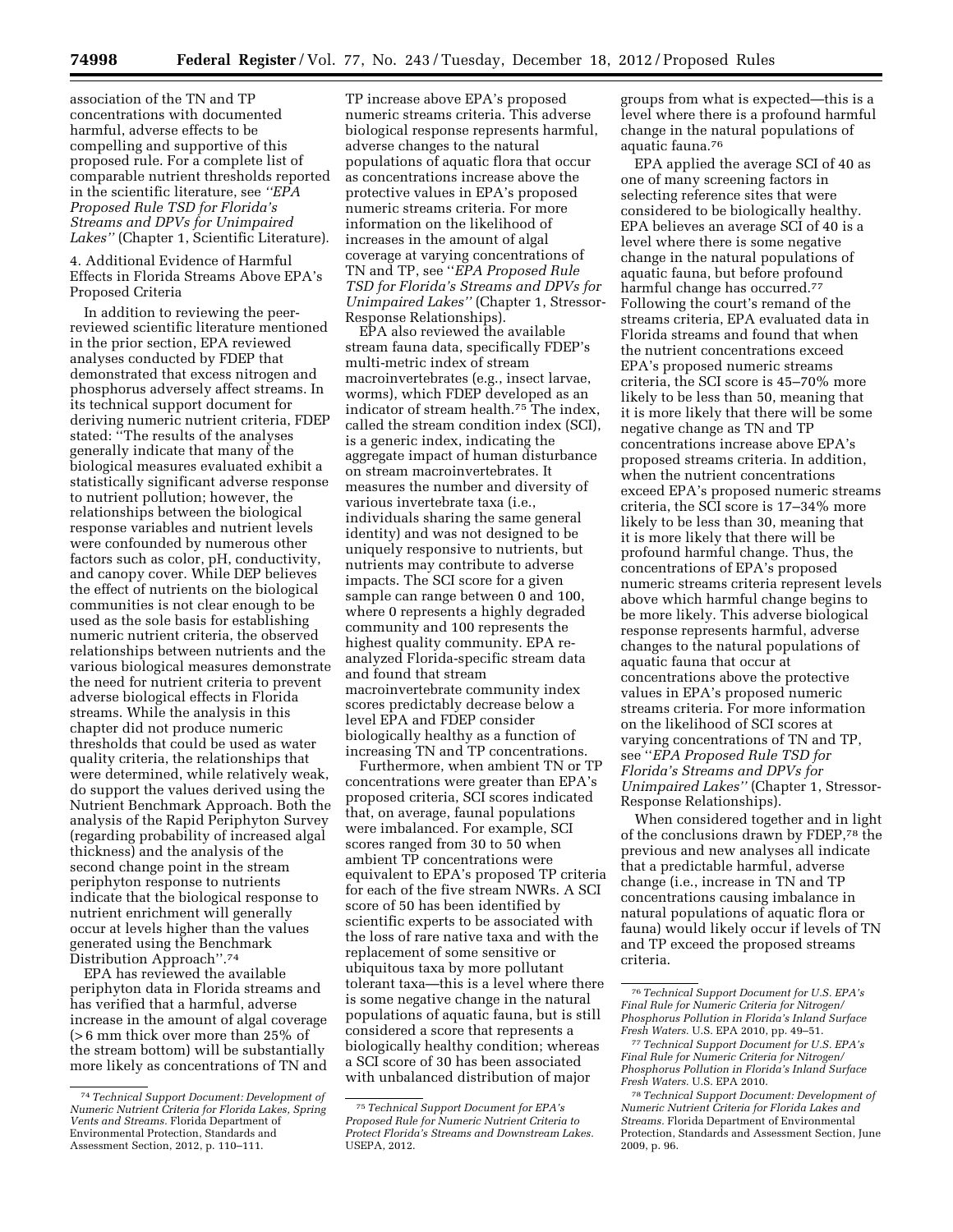association of the TN and TP concentrations with documented harmful, adverse effects to be compelling and supportive of this proposed rule. For a complete list of comparable nutrient thresholds reported in the scientific literature, see *''EPA Proposed Rule TSD for Florida's Streams and DPVs for Unimpaired Lakes''* (Chapter 1, Scientific Literature).

4. Additional Evidence of Harmful Effects in Florida Streams Above EPA's Proposed Criteria

In addition to reviewing the peer-reviewed scientific literature mentioned in the prior section, EPA reviewed analyses conducted by FDEP that demonstrated that excess nitrogen and phosphorus adversely affect streams. In its technical support document for deriving numeric nutrient criteria, FDEP stated: ''The results of the analyses generally indicate that many of the biological measures evaluated exhibit a statistically significant adverse response to nutrient pollution; however, the relationships between the biological response variables and nutrient levels were confounded by numerous other factors such as color, pH, conductivity, and canopy cover. While DEP believes the effect of nutrients on the biological communities is not clear enough to be used as the sole basis for establishing numeric nutrient criteria, the observed relationships between nutrients and the various biological measures demonstrate the need for nutrient criteria to prevent adverse biological effects in Florida streams. While the analysis in this chapter did not produce numeric thresholds that could be used as water quality criteria, the relationships that were determined, while relatively weak, do support the values derived using the Nutrient Benchmark Approach. Both the analysis of the Rapid Periphyton Survey (regarding probability of increased algal thickness) and the analysis of the second change point in the stream periphyton response to nutrients indicate that the biological response to nutrient enrichment will generally occur at levels higher than the values generated using the Benchmark Distribution Approach''.[74]

EPA has reviewed the available periphyton data in Florida streams and has verified that a harmful, adverse increase in the amount of algal coverage (>6 mm thick over more than 25% of the stream bottom) will be substantially more likely as concentrations of TN and TP increase above EPA's proposed numeric streams criteria. This adverse biological response represents harmful, adverse changes to the natural populations of aquatic flora that occur as concentrations increase above the protective values in EPA's proposed numeric streams criteria. For more information on the likelihood of increases in the amount of algal coverage at varying concentrations of TN and TP, see ''*EPA Proposed Rule TSD for Florida's Streams and DPVs for Unimpaired Lakes''* (Chapter 1, Stressor-Response Relationships).

EPA also reviewed the available stream fauna data, specifically FDEP's multi-metric index of stream macroinvertebrates (e.g., insect larvae, worms), which FDEP developed as an indicator of stream health.[75] The index, called the stream condition index (SCI), is a generic index, indicating the aggregate impact of human disturbance on stream macroinvertebrates. It measures the number and diversity of various invertebrate taxa (i.e., individuals sharing the same general identity) and was not designed to be uniquely responsive to nutrients, but nutrients may contribute to adverse impacts. The SCI score for a given sample can range between 0 and 100, where 0 represents a highly degraded community and 100 represents the highest quality community. EPA re-analyzed Florida-specific stream data and found that stream macroinvertebrate community index scores predictably decrease below a level EPA and FDEP consider biologically healthy as a function of increasing TN and TP concentrations.

Furthermore, when ambient TN or TP concentrations were greater than EPA's proposed criteria, SCI scores indicated that, on average, faunal populations were imbalanced. For example, SCI scores ranged from 30 to 50 when ambient TP concentrations were equivalent to EPA's proposed TP criteria for each of the five stream NWRs. A SCI score of 50 has been identified by scientific experts to be associated with the loss of rare native taxa and with the replacement of some sensitive or ubiquitous taxa by more pollutant tolerant taxa—this is a level where there is some negative change in the natural populations of aquatic fauna, but is still considered a score that represents a biologically healthy condition; whereas a SCI score of 30 has been associated with unbalanced distribution of major groups from what is expected—this is a level where there is a profound harmful change in the natural populations of aquatic fauna.[76]

EPA applied the average SCI of 40 as one of many screening factors in selecting reference sites that were considered to be biologically healthy. EPA believes an average SCI of 40 is a level where there is some negative change in the natural populations of aquatic fauna, but before profound harmful change has occurred.[77] Following the court's remand of the streams criteria, EPA evaluated data in Florida streams and found that when the nutrient concentrations exceed EPA's proposed numeric streams criteria, the SCI score is 45–70% more likely to be less than 50, meaning that it is more likely that there will be some negative change as TN and TP concentrations increase above EPA's proposed streams criteria. In addition, when the nutrient concentrations exceed EPA's proposed numeric streams criteria, the SCI score is 17–34% more likely to be less than 30, meaning that it is more likely that there will be profound harmful change. Thus, the concentrations of EPA's proposed numeric streams criteria represent levels above which harmful change begins to be more likely. This adverse biological response represents harmful, adverse changes to the natural populations of aquatic fauna that occur at concentrations above the protective values in EPA's proposed numeric streams criteria. For more information on the likelihood of SCI scores at varying concentrations of TN and TP, see ''*EPA Proposed Rule TSD for Florida's Streams and DPVs for Unimpaired Lakes''* (Chapter 1, Stressor-Response Relationships).

When considered together and in light of the conclusions drawn by FDEP,[78] the previous and new analyses all indicate that a predictable harmful, adverse change (i.e., increase in TN and TP concentrations causing imbalance in natural populations of aquatic flora or fauna) would likely occur if levels of TN and TP exceed the proposed streams criteria.

---

[74] *Technical Support Document: Development of Numeric Nutrient Criteria for Florida Lakes, Spring Vents and Streams.* Florida Department of Environmental Protection, Standards and Assessment Section, 2012, p. 110–111.

[75] *Technical Support Document for EPA's Proposed Rule for Numeric Nutrient Criteria to Protect Florida's Streams and Downstream Lakes.* USEPA, 2012.

[76] *Technical Support Document for U.S. EPA's Final Rule for Numeric Criteria for Nitrogen/Phosphorus Pollution in Florida's Inland Surface Fresh Waters.* U.S. EPA 2010, pp. 49–51.

[77] *Technical Support Document for U.S. EPA's Final Rule for Numeric Criteria for Nitrogen/Phosphorus Pollution in Florida's Inland Surface Fresh Waters.* U.S. EPA 2010.

[78] *Technical Support Document: Development of Numeric Nutrient Criteria for Florida Lakes and Streams.* Florida Department of Environmental Protection, Standards and Assessment Section, June 2009, p. 96.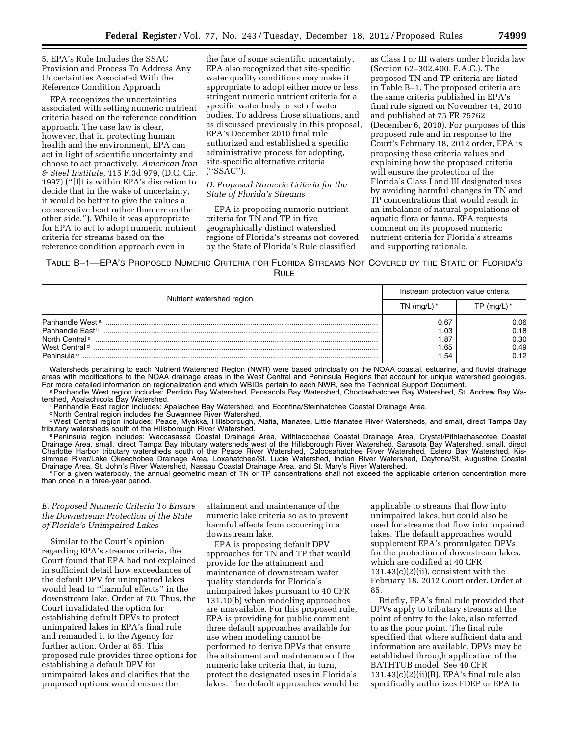5. EPA's Rule Includes the SSAC Provision and Process To Address Any Uncertainties Associated With the Reference Condition Approach

EPA recognizes the uncertainties associated with setting numeric nutrient criteria based on the reference condition approach. The case law is clear, however, that in protecting human health and the environment, EPA can act in light of scientific uncertainty and choose to act proactively. *American Iron & Steel Institute,* 115 F.3d 979, (D.C. Cir. 1997) (''[I]t is within EPA's discretion to decide that in the wake of uncertainty, it would be better to give the values a conservative bent rather than err on the other side.''). While it was appropriate for EPA to act to adopt numeric nutrient criteria for streams based on the reference condition approach even in the face of some scientific uncertainty, EPA also recognized that site-specific water quality conditions may make it appropriate to adopt either more or less stringent numeric nutrient criteria for a specific water body or set of water bodies. To address those situations, and as discussed previously in this proposal, EPA's December 2010 final rule authorized and established a specific administrative process for adopting, site-specific alternative criteria (''SSAC'').

### *D. Proposed Numeric Criteria for the State of Florida's Streams*

EPA is proposing numeric nutrient criteria for TN and TP in five geographically distinct watershed regions of Florida's streams not covered by the State of Florida's Rule classified as Class I or III waters under Florida law (Section 62–302.400, F.A.C.). The proposed TN and TP criteria are listed in Table B–1. The proposed criteria are the same criteria published in EPA's final rule signed on November 14, 2010 and published at 75 FR 75762 (December 6, 2010). For purposes of this proposed rule and in response to the Court's February 18, 2012 order, EPA is proposing these criteria values and explaining how the proposed criteria will ensure the protection of the Florida's Class I and III designated uses by avoiding harmful changes in TN and TP concentrations that would result in an imbalance of natural populations of aquatic flora or fauna. EPA requests comment on its proposed numeric nutrient criteria for Florida's streams and supporting rationale.

TABLE B–1—EPA'S PROPOSED NUMERIC CRITERIA FOR FLORIDA STREAMS NOT COVERED BY THE STATE OF FLORIDA'S RULE

| Nutrient watershed region | Instream protection value criteria | |
|---|---|---|
| | TN (mg/L) * | TP (mg/L) * |
| Panhandle West [a] | 0.67 | 0.06 |
| Panhandle East [b] | 1.03 | 0.18 |
| North Central [c] | 1.87 | 0.30 |
| West Central [d] | 1.65 | 0.49 |
| Peninsula [e] | 1.54 | 0.12 |

Watersheds pertaining to each Nutrient Watershed Region (NWR) were based principally on the NOAA coastal, estuarine, and fluvial drainage areas with modifications to the NOAA drainage areas in the West Central and Peninsula Regions that account for unique watershed geologies. For more detailed information on regionalization and which WBIDs pertain to each NWR, see the Technical Support Document.

[a] Panhandle West region includes: Perdido Bay Watershed, Pensacola Bay Watershed, Choctawhatchee Bay Watershed, St. Andrew Bay Watershed, Apalachicola Bay Watershed.

[b] Panhandle East region includes: Apalachee Bay Watershed, and Econfina/Steinhatchee Coastal Drainage Area.

[c] North Central region includes the Suwannee River Watershed.

[d] West Central region includes: Peace, Myakka, Hillsborough, Alafia, Manatee, Little Manatee River Watersheds, and small, direct Tampa Bay tributary watersheds south of the Hillsborough River Watershed.

[e] Peninsula region includes: Waccasassa Coastal Drainage Area, Withlacoochee Coastal Drainage Area, Crystal/Pithlachascotee Coastal Drainage Area, small, direct Tampa Bay tributary watersheds west of the Hillsborough River Watershed, Sarasota Bay Watershed, small, direct Charlotte Harbor tributary watersheds south of the Peace River Watershed, Caloosahatchee River Watershed, Estero Bay Watershed, Kissimmee River/Lake Okeechobee Drainage Area, Loxahatchee/St. Lucie Watershed, Indian River Watershed, Daytona/St. Augustine Coastal Drainage Area, St. John's River Watershed, Nassau Coastal Drainage Area, and St. Mary's River Watershed.

* For a given waterbody, the annual geometric mean of TN or TP concentrations shall not exceed the applicable criterion concentration more than once in a three-year period.

### *E. Proposed Numeric Criteria To Ensure the Downstream Protection of the State of Florida's Unimpaired Lakes*

Similar to the Court's opinion regarding EPA's streams criteria, the Court found that EPA had not explained in sufficient detail how exceedances of the default DPV for unimpaired lakes would lead to ''harmful effects'' in the downstream lake. Order at 70. Thus, the Court invalidated the option for establishing default DPVs to protect unimpaired lakes in EPA's final rule and remanded it to the Agency for further action. Order at 85. This proposed rule provides three options for establishing a default DPV for unimpaired lakes and clarifies that the proposed options would ensure the attainment and maintenance of the numeric lake criteria so as to prevent harmful effects from occurring in a downstream lake.

EPA is proposing default DPV approaches for TN and TP that would provide for the attainment and maintenance of downstream water quality standards for Florida's unimpaired lakes pursuant to 40 CFR 131.10(b) when modeling approaches are unavailable. For this proposed rule, EPA is providing for public comment three default approaches available for use when modeling cannot be performed to derive DPVs that ensure the attainment and maintenance of the numeric lake criteria that, in turn, protect the designated uses in Florida's lakes. The default approaches would be applicable to streams that flow into unimpaired lakes, but could also be used for streams that flow into impaired lakes. The default approaches would supplement EPA's promulgated DPVs for the protection of downstream lakes, which are codified at 40 CFR 131.43(c)(2)(ii), consistent with the February 18, 2012 Court order. Order at 85.

Briefly, EPA's final rule provided that DPVs apply to tributary streams at the point of entry to the lake, also referred to as the pour point. The final rule specified that where sufficient data and information are available, DPVs may be established through application of the BATHTUB model. See 40 CFR 131.43(c)(2)(ii)(B). EPA's final rule also specifically authorizes FDEP or EPA to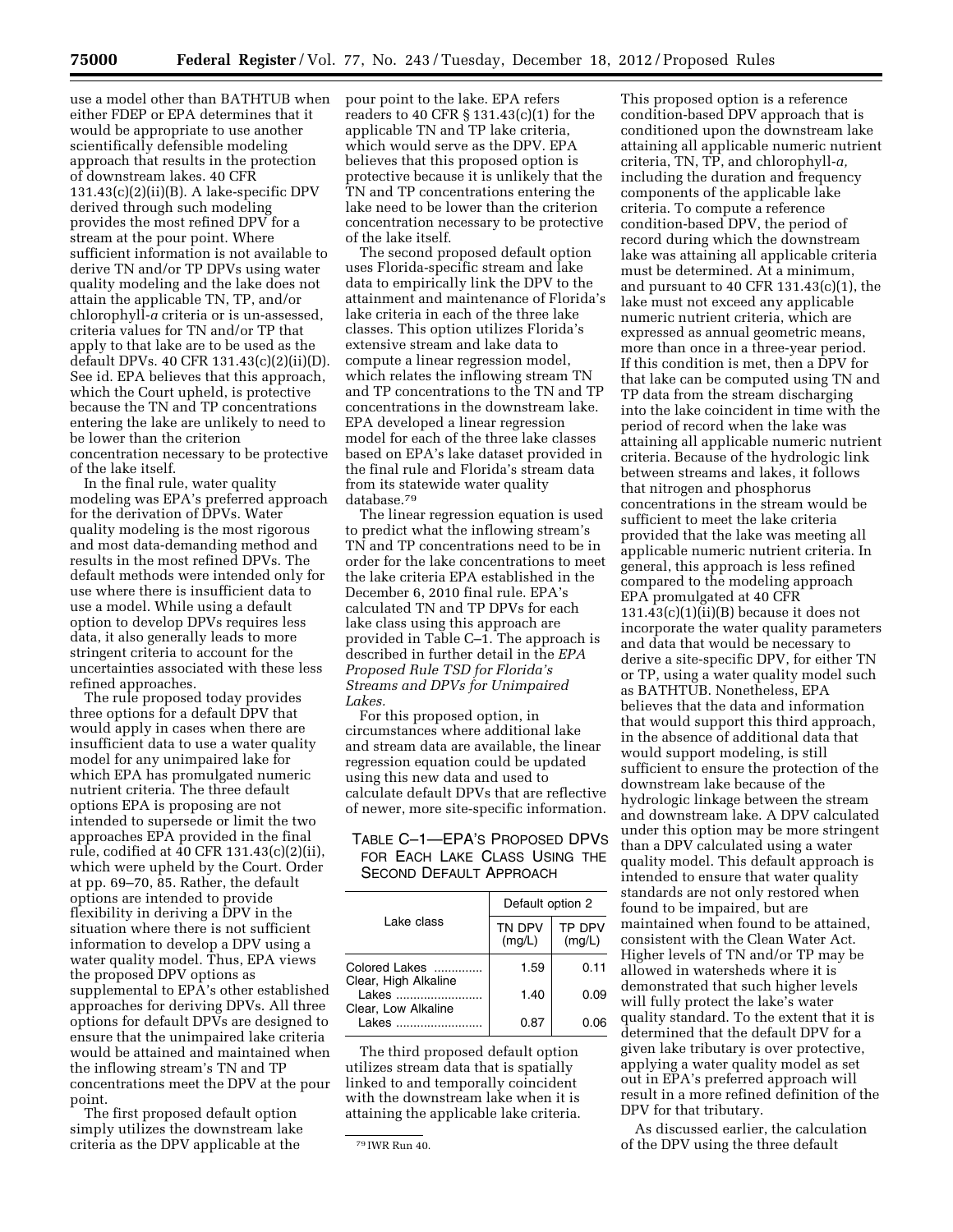use a model other than BATHTUB when either FDEP or EPA determines that it would be appropriate to use another scientifically defensible modeling approach that results in the protection of downstream lakes. 40 CFR 131.43(c)(2)(ii)(B). A lake-specific DPV derived through such modeling provides the most refined DPV for a stream at the pour point. Where sufficient information is not available to derive TN and/or TP DPVs using water quality modeling and the lake does not attain the applicable TN, TP, and/or chlorophyll-*a* criteria or is un-assessed, criteria values for TN and/or TP that apply to that lake are to be used as the default DPVs. 40 CFR 131.43(c)(2)(ii)(D). See id. EPA believes that this approach, which the Court upheld, is protective because the TN and TP concentrations entering the lake are unlikely to need to be lower than the criterion concentration necessary to be protective of the lake itself.

In the final rule, water quality modeling was EPA's preferred approach for the derivation of DPVs. Water quality modeling is the most rigorous and most data-demanding method and results in the most refined DPVs. The default methods were intended only for use where there is insufficient data to use a model. While using a default option to develop DPVs requires less data, it also generally leads to more stringent criteria to account for the uncertainties associated with these less refined approaches.

The rule proposed today provides three options for a default DPV that would apply in cases when there are insufficient data to use a water quality model for any unimpaired lake for which EPA has promulgated numeric nutrient criteria. The three default options EPA is proposing are not intended to supersede or limit the two approaches EPA provided in the final rule, codified at 40 CFR 131.43(c)(2)(ii), which were upheld by the Court. Order at pp. 69–70, 85. Rather, the default options are intended to provide flexibility in deriving a DPV in the situation where there is not sufficient information to develop a DPV using a water quality model. Thus, EPA views the proposed DPV options as supplemental to EPA's other established approaches for deriving DPVs. All three options for default DPVs are designed to ensure that the unimpaired lake criteria would be attained and maintained when the inflowing stream's TN and TP concentrations meet the DPV at the pour point.

The first proposed default option simply utilizes the downstream lake criteria as the DPV applicable at the pour point to the lake. EPA refers readers to 40 CFR § 131.43(c)(1) for the applicable TN and TP lake criteria, which would serve as the DPV. EPA believes that this proposed option is protective because it is unlikely that the TN and TP concentrations entering the lake need to be lower than the criterion concentration necessary to be protective of the lake itself.

The second proposed default option uses Florida-specific stream and lake data to empirically link the DPV to the attainment and maintenance of Florida's lake criteria in each of the three lake classes. This option utilizes Florida's extensive stream and lake data to compute a linear regression model, which relates the inflowing stream TN and TP concentrations to the TN and TP concentrations in the downstream lake. EPA developed a linear regression model for each of the three lake classes based on EPA's lake dataset provided in the final rule and Florida's stream data from its statewide water quality database.[79]

The linear regression equation is used to predict what the inflowing stream's TN and TP concentrations need to be in order for the lake concentrations to meet the lake criteria EPA established in the December 6, 2010 final rule. EPA's calculated TN and TP DPVs for each lake class using this approach are provided in Table C–1. The approach is described in further detail in the *EPA Proposed Rule TSD for Florida's Streams and DPVs for Unimpaired Lakes*.

For this proposed option, in circumstances where additional lake and stream data are available, the linear regression equation could be updated using this new data and used to calculate default DPVs that are reflective of newer, more site-specific information.

TABLE C–1—EPA'S PROPOSED DPVS FOR EACH LAKE CLASS USING THE SECOND DEFAULT APPROACH

| Lake class | Default option 2 | |
|---|---|---|
| | TN DPV (mg/L) | TP DPV (mg/L) |
| Colored Lakes | 1.59 | 0.11 |
| Clear, High Alkaline Lakes | 1.40 | 0.09 |
| Clear, Low Alkaline Lakes | 0.87 | 0.06 |

The third proposed default option utilizes stream data that is spatially linked to and temporally coincident with the downstream lake when it is attaining the applicable lake criteria. This proposed option is a reference condition-based DPV approach that is conditioned upon the downstream lake attaining all applicable numeric nutrient criteria, TN, TP, and chlorophyll-*a,* including the duration and frequency components of the applicable lake criteria. To compute a reference condition-based DPV, the period of record during which the downstream lake was attaining all applicable criteria must be determined. At a minimum, and pursuant to 40 CFR 131.43(c)(1), the lake must not exceed any applicable numeric nutrient criteria, which are expressed as annual geometric means, more than once in a three-year period. If this condition is met, then a DPV for that lake can be computed using TN and TP data from the stream discharging into the lake coincident in time with the period of record when the lake was attaining all applicable numeric nutrient criteria. Because of the hydrologic link between streams and lakes, it follows that nitrogen and phosphorus concentrations in the stream would be sufficient to meet the lake criteria provided that the lake was meeting all applicable numeric nutrient criteria. In general, this approach is less refined compared to the modeling approach EPA promulgated at 40 CFR 131.43(c)(1)(ii)(B) because it does not incorporate the water quality parameters and data that would be necessary to derive a site-specific DPV, for either TN or TP, using a water quality model such as BATHTUB. Nonetheless, EPA believes that the data and information that would support this third approach, in the absence of additional data that would support modeling, is still sufficient to ensure the protection of the downstream lake because of the hydrologic linkage between the stream and downstream lake. A DPV calculated under this option may be more stringent than a DPV calculated using a water quality model. This default approach is intended to ensure that water quality standards are not only restored when found to be impaired, but are maintained when found to be attained, consistent with the Clean Water Act. Higher levels of TN and/or TP may be allowed in watersheds where it is demonstrated that such higher levels will fully protect the lake's water quality standard. To the extent that it is determined that the default DPV for a given lake tributary is over protective, applying a water quality model as set out in EPA's preferred approach will result in a more refined definition of the DPV for that tributary.

As discussed earlier, the calculation of the DPV using the three default

[79] IWR Run 40.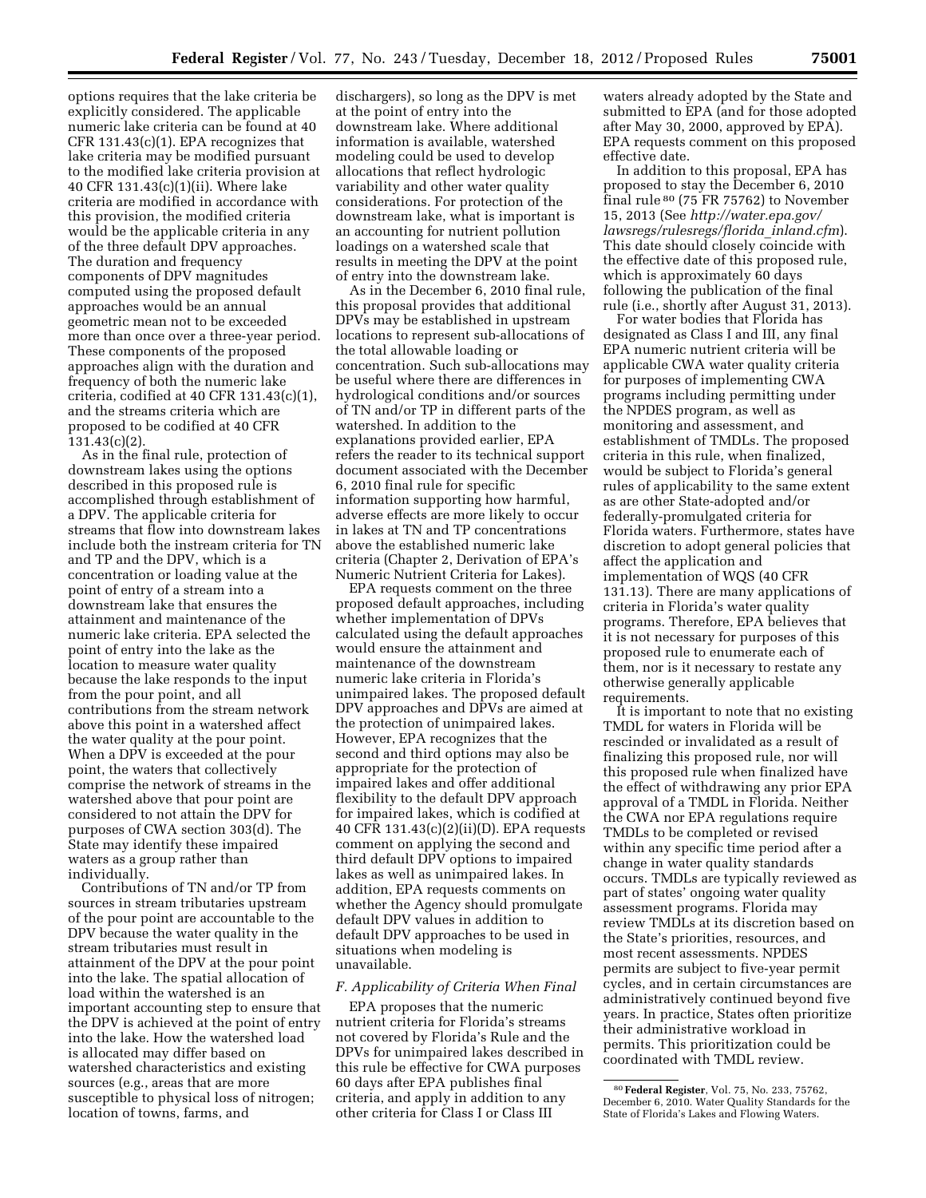options requires that the lake criteria be explicitly considered. The applicable numeric lake criteria can be found at 40 CFR 131.43(c)(1). EPA recognizes that lake criteria may be modified pursuant to the modified lake criteria provision at 40 CFR 131.43(c)(1)(ii). Where lake criteria are modified in accordance with this provision, the modified criteria would be the applicable criteria in any of the three default DPV approaches. The duration and frequency components of DPV magnitudes computed using the proposed default approaches would be an annual geometric mean not to be exceeded more than once over a three-year period. These components of the proposed approaches align with the duration and frequency of both the numeric lake criteria, codified at 40 CFR 131.43(c)(1), and the streams criteria which are proposed to be codified at 40 CFR 131.43(c)(2).

As in the final rule, protection of downstream lakes using the options described in this proposed rule is accomplished through establishment of a DPV. The applicable criteria for streams that flow into downstream lakes include both the instream criteria for TN and TP and the DPV, which is a concentration or loading value at the point of entry of a stream into a downstream lake that ensures the attainment and maintenance of the numeric lake criteria. EPA selected the point of entry into the lake as the location to measure water quality because the lake responds to the input from the pour point, and all contributions from the stream network above this point in a watershed affect the water quality at the pour point. When a DPV is exceeded at the pour point, the waters that collectively comprise the network of streams in the watershed above that pour point are considered to not attain the DPV for purposes of CWA section 303(d). The State may identify these impaired waters as a group rather than individually.

Contributions of TN and/or TP from sources in stream tributaries upstream of the pour point are accountable to the DPV because the water quality in the stream tributaries must result in attainment of the DPV at the pour point into the lake. The spatial allocation of load within the watershed is an important accounting step to ensure that the DPV is achieved at the point of entry into the lake. How the watershed load is allocated may differ based on watershed characteristics and existing sources (e.g., areas that are more susceptible to physical loss of nitrogen; location of towns, farms, and dischargers), so long as the DPV is met at the point of entry into the downstream lake. Where additional information is available, watershed modeling could be used to develop allocations that reflect hydrologic variability and other water quality considerations. For protection of the downstream lake, what is important is an accounting for nutrient pollution loadings on a watershed scale that results in meeting the DPV at the point of entry into the downstream lake.

As in the December 6, 2010 final rule, this proposal provides that additional DPVs may be established in upstream locations to represent sub-allocations of the total allowable loading or concentration. Such sub-allocations may be useful where there are differences in hydrological conditions and/or sources of TN and/or TP in different parts of the watershed. In addition to the explanations provided earlier, EPA refers the reader to its technical support document associated with the December 6, 2010 final rule for specific information supporting how harmful, adverse effects are more likely to occur in lakes at TN and TP concentrations above the established numeric lake criteria (Chapter 2, Derivation of EPA's Numeric Nutrient Criteria for Lakes).

EPA requests comment on the three proposed default approaches, including whether implementation of DPVs calculated using the default approaches would ensure the attainment and maintenance of the downstream numeric lake criteria in Florida's unimpaired lakes. The proposed default DPV approaches and DPVs are aimed at the protection of unimpaired lakes. However, EPA recognizes that the second and third options may also be appropriate for the protection of impaired lakes and offer additional flexibility to the default DPV approach for impaired lakes, which is codified at 40 CFR 131.43(c)(2)(ii)(D). EPA requests comment on applying the second and third default DPV options to impaired lakes as well as unimpaired lakes. In addition, EPA requests comments on whether the Agency should promulgate default DPV values in addition to default DPV approaches to be used in situations when modeling is unavailable.

### F. Applicability of Criteria When Final

EPA proposes that the numeric nutrient criteria for Florida's streams not covered by Florida's Rule and the DPVs for unimpaired lakes described in this rule be effective for CWA purposes 60 days after EPA publishes final criteria, and apply in addition to any other criteria for Class I or Class III waters already adopted by the State and submitted to EPA (and for those adopted after May 30, 2000, approved by EPA). EPA requests comment on this proposed effective date.

In addition to this proposal, EPA has proposed to stay the December 6, 2010 final rule[80] (75 FR 75762) to November 15, 2013 (See *http://water.epa.gov/lawsregs/rulesregs/florida_inland.cfm*). This date should closely coincide with the effective date of this proposed rule, which is approximately 60 days following the publication of the final rule (i.e., shortly after August 31, 2013).

For water bodies that Florida has designated as Class I and III, any final EPA numeric nutrient criteria will be applicable CWA water quality criteria for purposes of implementing CWA programs including permitting under the NPDES program, as well as monitoring and assessment, and establishment of TMDLs. The proposed criteria in this rule, when finalized, would be subject to Florida's general rules of applicability to the same extent as are other State-adopted and/or federally-promulgated criteria for Florida waters. Furthermore, states have discretion to adopt general policies that affect the application and implementation of WQS (40 CFR 131.13). There are many applications of criteria in Florida's water quality programs. Therefore, EPA believes that it is not necessary for purposes of this proposed rule to enumerate each of them, nor is it necessary to restate any otherwise generally applicable requirements.

It is important to note that no existing TMDL for waters in Florida will be rescinded or invalidated as a result of finalizing this proposed rule, nor will this proposed rule when finalized have the effect of withdrawing any prior EPA approval of a TMDL in Florida. Neither the CWA nor EPA regulations require TMDLs to be completed or revised within any specific time period after a change in water quality standards occurs. TMDLs are typically reviewed as part of states' ongoing water quality assessment programs. Florida may review TMDLs at its discretion based on the State's priorities, resources, and most recent assessments. NPDES permits are subject to five-year permit cycles, and in certain circumstances are administratively continued beyond five years. In practice, States often prioritize their administrative workload in permits. This prioritization could be coordinated with TMDL review.

[80] **Federal Register**, Vol. 75, No. 233, 75762, December 6, 2010. Water Quality Standards for the State of Florida's Lakes and Flowing Waters.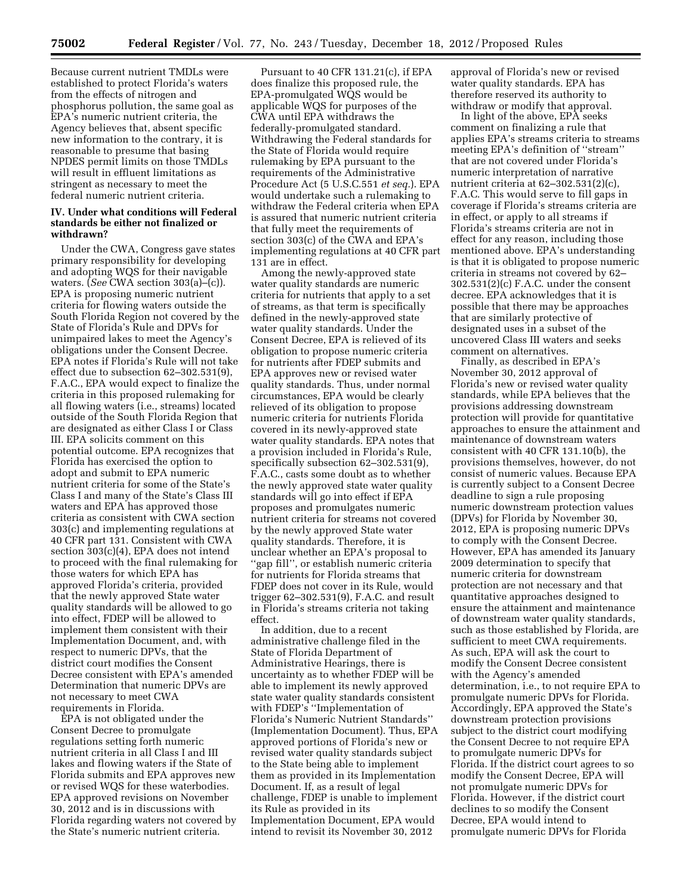Because current nutrient TMDLs were established to protect Florida's waters from the effects of nitrogen and phosphorus pollution, the same goal as EPA's numeric nutrient criteria, the Agency believes that, absent specific new information to the contrary, it is reasonable to presume that basing NPDES permit limits on those TMDLs will result in effluent limitations as stringent as necessary to meet the federal numeric nutrient criteria.

## IV. Under what conditions will Federal standards be either not finalized or withdrawn?

Under the CWA, Congress gave states primary responsibility for developing and adopting WQS for their navigable waters. (*See* CWA section 303(a)–(c)). EPA is proposing numeric nutrient criteria for flowing waters outside the South Florida Region not covered by the State of Florida's Rule and DPVs for unimpaired lakes to meet the Agency's obligations under the Consent Decree. EPA notes if Florida's Rule will not take effect due to subsection 62–302.531(9), F.A.C., EPA would expect to finalize the criteria in this proposed rulemaking for all flowing waters (i.e., streams) located outside of the South Florida Region that are designated as either Class I or Class III. EPA solicits comment on this potential outcome. EPA recognizes that Florida has exercised the option to adopt and submit to EPA numeric nutrient criteria for some of the State's Class I and many of the State's Class III waters and EPA has approved those criteria as consistent with CWA section 303(c) and implementing regulations at 40 CFR part 131. Consistent with CWA section 303(c)(4), EPA does not intend to proceed with the final rulemaking for those waters for which EPA has approved Florida's criteria, provided that the newly approved State water quality standards will be allowed to go into effect, FDEP will be allowed to implement them consistent with their Implementation Document, and, with respect to numeric DPVs, that the district court modifies the Consent Decree consistent with EPA's amended Determination that numeric DPVs are not necessary to meet CWA requirements in Florida.

EPA is not obligated under the Consent Decree to promulgate regulations setting forth numeric nutrient criteria in all Class I and III lakes and flowing waters if the State of Florida submits and EPA approves new or revised WQS for these waterbodies. EPA approved revisions on November 30, 2012 and is in discussions with Florida regarding waters not covered by the State's numeric nutrient criteria.

Pursuant to 40 CFR 131.21(c), if EPA does finalize this proposed rule, the EPA-promulgated WQS would be applicable WQS for purposes of the CWA until EPA withdraws the federally-promulgated standard. Withdrawing the Federal standards for the State of Florida would require rulemaking by EPA pursuant to the requirements of the Administrative Procedure Act (5 U.S.C.551 *et seq.*). EPA would undertake such a rulemaking to withdraw the Federal criteria when EPA is assured that numeric nutrient criteria that fully meet the requirements of section 303(c) of the CWA and EPA's implementing regulations at 40 CFR part 131 are in effect.

Among the newly-approved state water quality standards are numeric criteria for nutrients that apply to a set of streams, as that term is specifically defined in the newly-approved state water quality standards. Under the Consent Decree, EPA is relieved of its obligation to propose numeric criteria for nutrients after FDEP submits and EPA approves new or revised water quality standards. Thus, under normal circumstances, EPA would be clearly relieved of its obligation to propose numeric criteria for nutrients Florida covered in its newly-approved state water quality standards. EPA notes that a provision included in Florida's Rule, specifically subsection 62–302.531(9), F.A.C., casts some doubt as to whether the newly approved state water quality standards will go into effect if EPA proposes and promulgates numeric nutrient criteria for streams not covered by the newly approved State water quality standards. Therefore, it is unclear whether an EPA's proposal to "gap fill", or establish numeric criteria for nutrients for Florida streams that FDEP does not cover in its Rule, would trigger 62–302.531(9), F.A.C. and result in Florida's streams criteria not taking effect.

In addition, due to a recent administrative challenge filed in the State of Florida Department of Administrative Hearings, there is uncertainty as to whether FDEP will be able to implement its newly approved state water quality standards consistent with FDEP's "Implementation of Florida's Numeric Nutrient Standards" (Implementation Document). Thus, EPA approved portions of Florida's new or revised water quality standards subject to the State being able to implement them as provided in its Implementation Document. If, as a result of legal challenge, FDEP is unable to implement its Rule as provided in its Implementation Document, EPA would intend to revisit its November 30, 2012 approval of Florida's new or revised water quality standards. EPA has therefore reserved its authority to withdraw or modify that approval.

In light of the above, EPA seeks comment on finalizing a rule that applies EPA's streams criteria to streams meeting EPA's definition of "stream" that are not covered under Florida's numeric interpretation of narrative nutrient criteria at 62–302.531(2)(c), F.A.C. This would serve to fill gaps in coverage if Florida's streams criteria are in effect, or apply to all streams if Florida's streams criteria are not in effect for any reason, including those mentioned above. EPA's understanding is that it is obligated to propose numeric criteria in streams not covered by 62–302.531(2)(c) F.A.C. under the consent decree. EPA acknowledges that it is possible that there may be approaches that are similarly protective of designated uses in a subset of the uncovered Class III waters and seeks comment on alternatives.

Finally, as described in EPA's November 30, 2012 approval of Florida's new or revised water quality standards, while EPA believes that the provisions addressing downstream protection will provide for quantitative approaches to ensure the attainment and maintenance of downstream waters consistent with 40 CFR 131.10(b), the provisions themselves, however, do not consist of numeric values. Because EPA is currently subject to a Consent Decree deadline to sign a rule proposing numeric downstream protection values (DPVs) for Florida by November 30, 2012, EPA is proposing numeric DPVs to comply with the Consent Decree. However, EPA has amended its January 2009 determination to specify that numeric criteria for downstream protection are not necessary and that quantitative approaches designed to ensure the attainment and maintenance of downstream water quality standards, such as those established by Florida, are sufficient to meet CWA requirements. As such, EPA will ask the court to modify the Consent Decree consistent with the Agency's amended determination, i.e., to not require EPA to promulgate numeric DPVs for Florida. Accordingly, EPA approved the State's downstream protection provisions subject to the district court modifying the Consent Decree to not require EPA to promulgate numeric DPVs for Florida. If the district court agrees to so modify the Consent Decree, EPA will not promulgate numeric DPVs for Florida. However, if the district court declines to so modify the Consent Decree, EPA would intend to promulgate numeric DPVs for Florida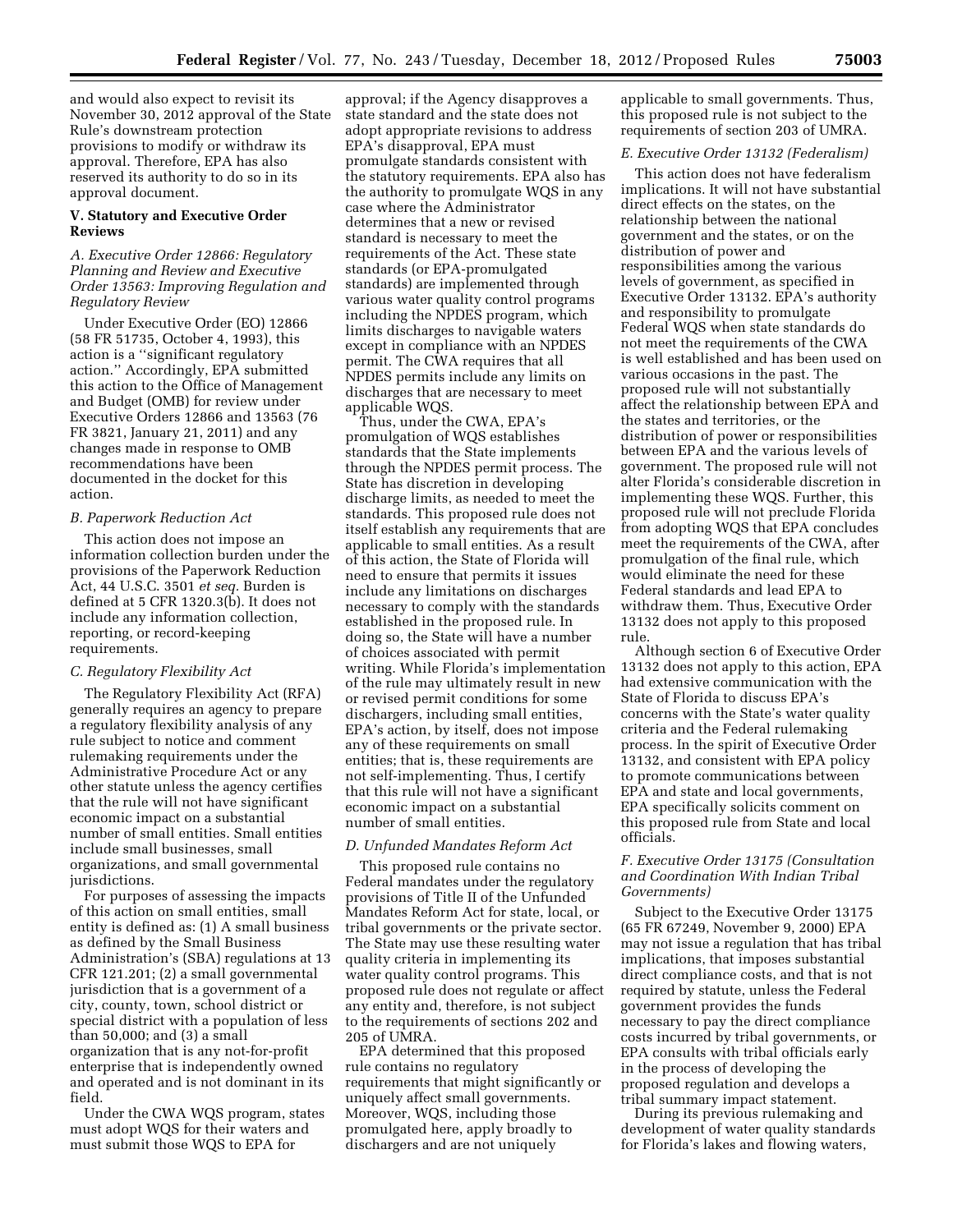and would also expect to revisit its November 30, 2012 approval of the State Rule's downstream protection provisions to modify or withdraw its approval. Therefore, EPA has also reserved its authority to do so in its approval document.

## V. Statutory and Executive Order Reviews

### A. Executive Order 12866: Regulatory Planning and Review and Executive Order 13563: Improving Regulation and Regulatory Review

Under Executive Order (EO) 12866 (58 FR 51735, October 4, 1993), this action is a ''significant regulatory action.'' Accordingly, EPA submitted this action to the Office of Management and Budget (OMB) for review under Executive Orders 12866 and 13563 (76 FR 3821, January 21, 2011) and any changes made in response to OMB recommendations have been documented in the docket for this action.

### B. Paperwork Reduction Act

This action does not impose an information collection burden under the provisions of the Paperwork Reduction Act, 44 U.S.C. 3501 *et seq.* Burden is defined at 5 CFR 1320.3(b). It does not include any information collection, reporting, or record-keeping requirements.

### C. Regulatory Flexibility Act

The Regulatory Flexibility Act (RFA) generally requires an agency to prepare a regulatory flexibility analysis of any rule subject to notice and comment rulemaking requirements under the Administrative Procedure Act or any other statute unless the agency certifies that the rule will not have significant economic impact on a substantial number of small entities. Small entities include small businesses, small organizations, and small governmental jurisdictions.

For purposes of assessing the impacts of this action on small entities, small entity is defined as: (1) A small business as defined by the Small Business Administration's (SBA) regulations at 13 CFR 121.201; (2) a small governmental jurisdiction that is a government of a city, county, town, school district or special district with a population of less than 50,000; and (3) a small organization that is any not-for-profit enterprise that is independently owned and operated and is not dominant in its field.

Under the CWA WQS program, states must adopt WQS for their waters and must submit those WQS to EPA for approval; if the Agency disapproves a state standard and the state does not adopt appropriate revisions to address EPA's disapproval, EPA must promulgate standards consistent with the statutory requirements. EPA also has the authority to promulgate WQS in any case where the Administrator determines that a new or revised standard is necessary to meet the requirements of the Act. These state standards (or EPA-promulgated standards) are implemented through various water quality control programs including the NPDES program, which limits discharges to navigable waters except in compliance with an NPDES permit. The CWA requires that all NPDES permits include any limits on discharges that are necessary to meet applicable WQS.

Thus, under the CWA, EPA's promulgation of WQS establishes standards that the State implements through the NPDES permit process. The State has discretion in developing discharge limits, as needed to meet the standards. This proposed rule does not itself establish any requirements that are applicable to small entities. As a result of this action, the State of Florida will need to ensure that permits it issues include any limitations on discharges necessary to comply with the standards established in the proposed rule. In doing so, the State will have a number of choices associated with permit writing. While Florida's implementation of the rule may ultimately result in new or revised permit conditions for some dischargers, including small entities, EPA's action, by itself, does not impose any of these requirements on small entities; that is, these requirements are not self-implementing. Thus, I certify that this rule will not have a significant economic impact on a substantial number of small entities.

### D. Unfunded Mandates Reform Act

This proposed rule contains no Federal mandates under the regulatory provisions of Title II of the Unfunded Mandates Reform Act for state, local, or tribal governments or the private sector. The State may use these resulting water quality criteria in implementing its water quality control programs. This proposed rule does not regulate or affect any entity and, therefore, is not subject to the requirements of sections 202 and 205 of UMRA.

EPA determined that this proposed rule contains no regulatory requirements that might significantly or uniquely affect small governments. Moreover, WQS, including those promulgated here, apply broadly to dischargers and are not uniquely applicable to small governments. Thus, this proposed rule is not subject to the requirements of section 203 of UMRA.

### E. Executive Order 13132 (Federalism)

This action does not have federalism implications. It will not have substantial direct effects on the states, on the relationship between the national government and the states, or on the distribution of power and responsibilities among the various levels of government, as specified in Executive Order 13132. EPA's authority and responsibility to promulgate Federal WQS when state standards do not meet the requirements of the CWA is well established and has been used on various occasions in the past. The proposed rule will not substantially affect the relationship between EPA and the states and territories, or the distribution of power or responsibilities between EPA and the various levels of government. The proposed rule will not alter Florida's considerable discretion in implementing these WQS. Further, this proposed rule will not preclude Florida from adopting WQS that EPA concludes meet the requirements of the CWA, after promulgation of the final rule, which would eliminate the need for these Federal standards and lead EPA to withdraw them. Thus, Executive Order 13132 does not apply to this proposed rule.

Although section 6 of Executive Order 13132 does not apply to this action, EPA had extensive communication with the State of Florida to discuss EPA's concerns with the State's water quality criteria and the Federal rulemaking process. In the spirit of Executive Order 13132, and consistent with EPA policy to promote communications between EPA and state and local governments, EPA specifically solicits comment on this proposed rule from State and local officials.

### F. Executive Order 13175 (Consultation and Coordination With Indian Tribal Governments)

Subject to the Executive Order 13175 (65 FR 67249, November 9, 2000) EPA may not issue a regulation that has tribal implications, that imposes substantial direct compliance costs, and that is not required by statute, unless the Federal government provides the funds necessary to pay the direct compliance costs incurred by tribal governments, or EPA consults with tribal officials early in the process of developing the proposed regulation and develops a tribal summary impact statement.

During its previous rulemaking and development of water quality standards for Florida's lakes and flowing waters,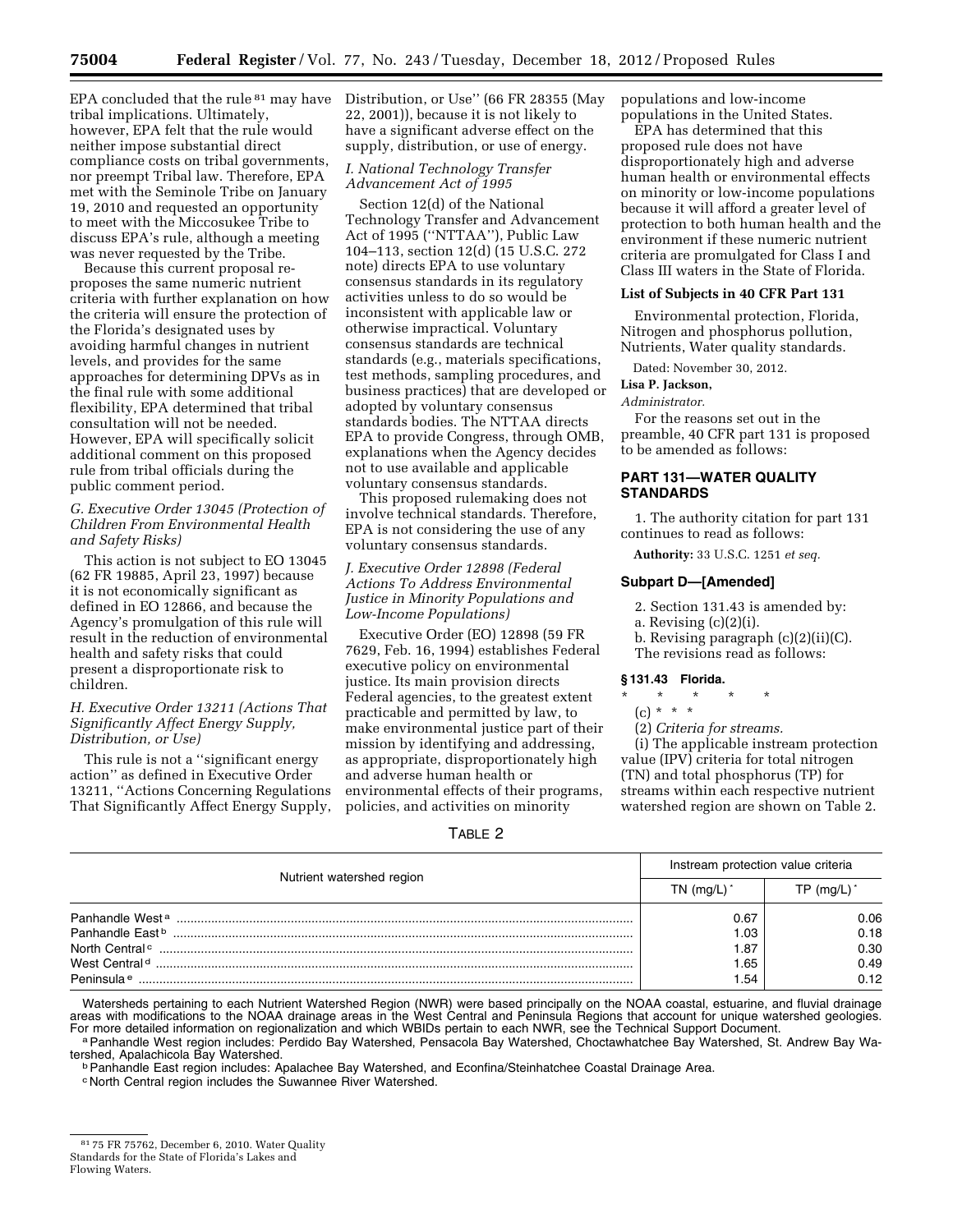EPA concluded that the rule [81] may have tribal implications. Ultimately, however, EPA felt that the rule would neither impose substantial direct compliance costs on tribal governments, nor preempt Tribal law. Therefore, EPA met with the Seminole Tribe on January 19, 2010 and requested an opportunity to meet with the Miccosukee Tribe to discuss EPA's rule, although a meeting was never requested by the Tribe.

Because this current proposal re-proposes the same numeric nutrient criteria with further explanation on how the criteria will ensure the protection of the Florida's designated uses by avoiding harmful changes in nutrient levels, and provides for the same approaches for determining DPVs as in the final rule with some additional flexibility, EPA determined that tribal consultation will not be needed. However, EPA will specifically solicit additional comment on this proposed rule from tribal officials during the public comment period.

### *G. Executive Order 13045 (Protection of Children From Environmental Health and Safety Risks)*

This action is not subject to EO 13045 (62 FR 19885, April 23, 1997) because it is not economically significant as defined in EO 12866, and because the Agency's promulgation of this rule will result in the reduction of environmental health and safety risks that could present a disproportionate risk to children.

### *H. Executive Order 13211 (Actions That Significantly Affect Energy Supply, Distribution, or Use)*

This rule is not a ''significant energy action'' as defined in Executive Order 13211, ''Actions Concerning Regulations That Significantly Affect Energy Supply, Distribution, or Use'' (66 FR 28355 (May 22, 2001)), because it is not likely to have a significant adverse effect on the supply, distribution, or use of energy.

### *I. National Technology Transfer Advancement Act of 1995*

Section 12(d) of the National Technology Transfer and Advancement Act of 1995 (''NTTAA''), Public Law 104–113, section 12(d) (15 U.S.C. 272 note) directs EPA to use voluntary consensus standards in its regulatory activities unless to do so would be inconsistent with applicable law or otherwise impractical. Voluntary consensus standards are technical standards (e.g., materials specifications, test methods, sampling procedures, and business practices) that are developed or adopted by voluntary consensus standards bodies. The NTTAA directs EPA to provide Congress, through OMB, explanations when the Agency decides not to use available and applicable voluntary consensus standards.

This proposed rulemaking does not involve technical standards. Therefore, EPA is not considering the use of any voluntary consensus standards.

### *J. Executive Order 12898 (Federal Actions To Address Environmental Justice in Minority Populations and Low-Income Populations)*

Executive Order (EO) 12898 (59 FR 7629, Feb. 16, 1994) establishes Federal executive policy on environmental justice. Its main provision directs Federal agencies, to the greatest extent practicable and permitted by law, to make environmental justice part of their mission by identifying and addressing, as appropriate, disproportionately high and adverse human health or environmental effects of their programs, policies, and activities on minority populations and low-income populations in the United States.

EPA has determined that this proposed rule does not have disproportionately high and adverse human health or environmental effects on minority or low-income populations because it will afford a greater level of protection to both human health and the environment if these numeric nutrient criteria are promulgated for Class I and Class III waters in the State of Florida.

**List of Subjects in 40 CFR Part 131**

Environmental protection, Florida, Nitrogen and phosphorus pollution, Nutrients, Water quality standards.

Dated: November 30, 2012.

**Lisa P. Jackson,**

*Administrator.*

For the reasons set out in the preamble, 40 CFR part 131 is proposed to be amended as follows:

## PART 131—WATER QUALITY STANDARDS

1. The authority citation for part 131 continues to read as follows:

**Authority:** 33 U.S.C. 1251 *et seq.*

### Subpart D—[Amended]

2. Section 131.43 is amended by:

a. Revising (c)(2)(i).

b. Revising paragraph (c)(2)(ii)(C).

The revisions read as follows:

**§ 131.43 Florida.**

\* \* \* \* \*

(c) \* \* \*

(2) *Criteria for streams.*

(i) The applicable instream protection value (IPV) criteria for total nitrogen (TN) and total phosphorus (TP) for streams within each respective nutrient watershed region are shown on Table 2.

TABLE 2

| Nutrient watershed region | Instream protection value criteria | |
|---|---|---|
| | TN (mg/L) * | TP (mg/L) * |
| Panhandle West [a] | 0.67 | 0.06 |
| Panhandle East [b] | 1.03 | 0.18 |
| North Central [c] | 1.87 | 0.30 |
| West Central [d] | 1.65 | 0.49 |
| Peninsula [e] | 1.54 | 0.12 |

Watersheds pertaining to each Nutrient Watershed Region (NWR) were based principally on the NOAA coastal, estuarine, and fluvial drainage areas with modifications to the NOAA drainage areas in the West Central and Peninsula Regions that account for unique watershed geologies. For more detailed information on regionalization and which WBIDs pertain to each NWR, see the Technical Support Document.

[a] Panhandle West region includes: Perdido Bay Watershed, Pensacola Bay Watershed, Choctawhatchee Bay Watershed, St. Andrew Bay Watershed, Apalachicola Bay Watershed.

[b] Panhandle East region includes: Apalachee Bay Watershed, and Econfina/Steinhatchee Coastal Drainage Area.

[c] North Central region includes the Suwannee River Watershed.

[81] 75 FR 75762, December 6, 2010. Water Quality Standards for the State of Florida's Lakes and Flowing Waters.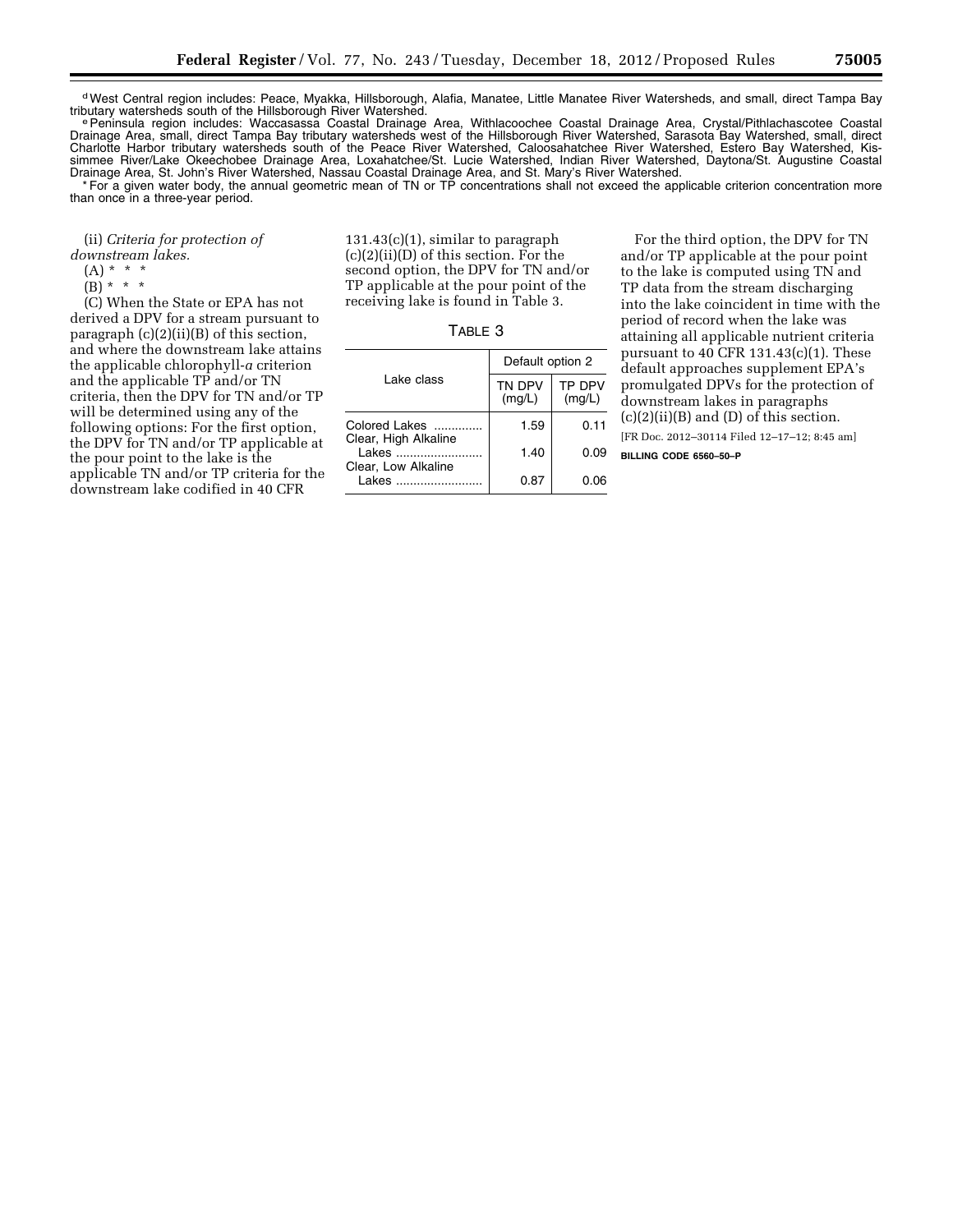[d] West Central region includes: Peace, Myakka, Hillsborough, Alafia, Manatee, Little Manatee River Watersheds, and small, direct Tampa Bay tributary watersheds south of the Hillsborough River Watershed.

[e] Peninsula region includes: Waccasassa Coastal Drainage Area, Withlacoochee Coastal Drainage Area, Crystal/Pithlachascotee Coastal Drainage Area, small, direct Tampa Bay tributary watersheds west of the Hillsborough River Watershed, Sarasota Bay Watershed, small, direct Charlotte Harbor tributary watersheds south of the Peace River Watershed, Caloosahatchee River Watershed, Estero Bay Watershed, Kissimmee River/Lake Okeechobee Drainage Area, Loxahatchee/St. Lucie Watershed, Indian River Watershed, Daytona/St. Augustine Coastal Drainage Area, St. John's River Watershed, Nassau Coastal Drainage Area, and St. Mary's River Watershed.

* For a given water body, the annual geometric mean of TN or TP concentrations shall not exceed the applicable criterion concentration more than once in a three-year period.

(ii) *Criteria for protection of downstream lakes.*

(A) * * *

(B) * * *

(C) When the State or EPA has not derived a DPV for a stream pursuant to paragraph (c)(2)(ii)(B) of this section, and where the downstream lake attains the applicable chlorophyll-*a* criterion and the applicable TP and/or TN criteria, then the DPV for TN and/or TP will be determined using any of the following options: For the first option, the DPV for TN and/or TP applicable at the pour point to the lake is the applicable TN and/or TP criteria for the downstream lake codified in 40 CFR 131.43(c)(1), similar to paragraph (c)(2)(ii)(D) of this section. For the second option, the DPV for TN and/or TP applicable at the pour point of the receiving lake is found in Table 3.

TABLE 3

| Lake class | Default option 2 | |
|---|---|---|
| | TN DPV (mg/L) | TP DPV (mg/L) |
| Colored Lakes | 1.59 | 0.11 |
| Clear, High Alkaline Lakes | 1.40 | 0.09 |
| Clear, Low Alkaline Lakes | 0.87 | 0.06 |

For the third option, the DPV for TN and/or TP applicable at the pour point to the lake is computed using TN and TP data from the stream discharging into the lake coincident in time with the period of record when the lake was attaining all applicable nutrient criteria pursuant to 40 CFR 131.43(c)(1). These default approaches supplement EPA's promulgated DPVs for the protection of downstream lakes in paragraphs (c)(2)(ii)(B) and (D) of this section.

[FR Doc. 2012–30114 Filed 12–17–12; 8:45 am]

**BILLING CODE 6560–50–P**